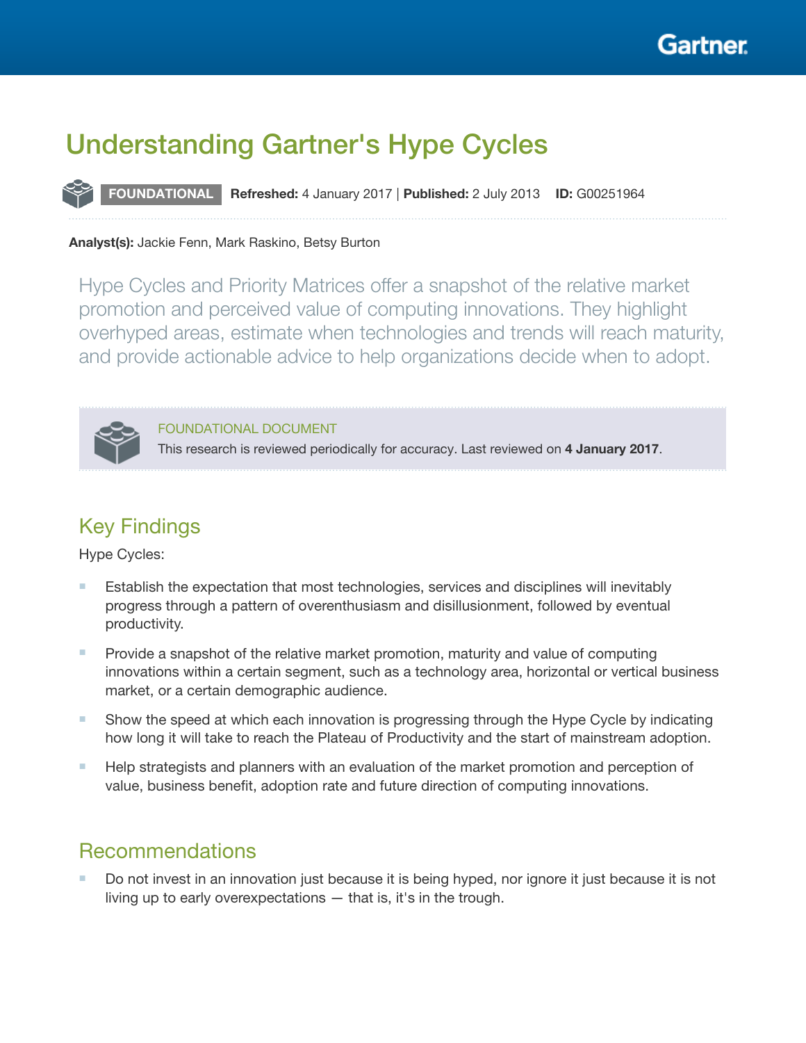# Understanding Gartner's Hype Cycles

**FOUNDATIONAL** **Refreshed:** 4 January 2017 | **Published:** 2 July 2013 **ID:** G00251964

**Analyst(s):** Jackie Fenn, Mark Raskino, Betsy Burton

Hype Cycles and Priority Matrices offer a snapshot of the relative market promotion and perceived value of computing innovations. They highlight overhyped areas, estimate when technologies and trends will reach maturity, and provide actionable advice to help organizations decide when to adopt.

FOUNDATIONAL DOCUMENT

This research is reviewed periodically for accuracy. Last reviewed on **4 January 2017**.

## Key Findings

Hype Cycles:

- Establish the expectation that most technologies, services and disciplines will inevitably progress through a pattern of overenthusiasm and disillusionment, followed by eventual productivity.
- Provide a snapshot of the relative market promotion, maturity and value of computing innovations within a certain segment, such as a technology area, horizontal or vertical business market, or a certain demographic audience.
- Show the speed at which each innovation is progressing through the Hype Cycle by indicating how long it will take to reach the Plateau of Productivity and the start of mainstream adoption.
- Help strategists and planners with an evaluation of the market promotion and perception of value, business benefit, adoption rate and future direction of computing innovations.

## Recommendations

- Do not invest in an innovation just because it is being hyped, nor ignore it just because it is not living up to early overexpectations — that is, it's in the trough.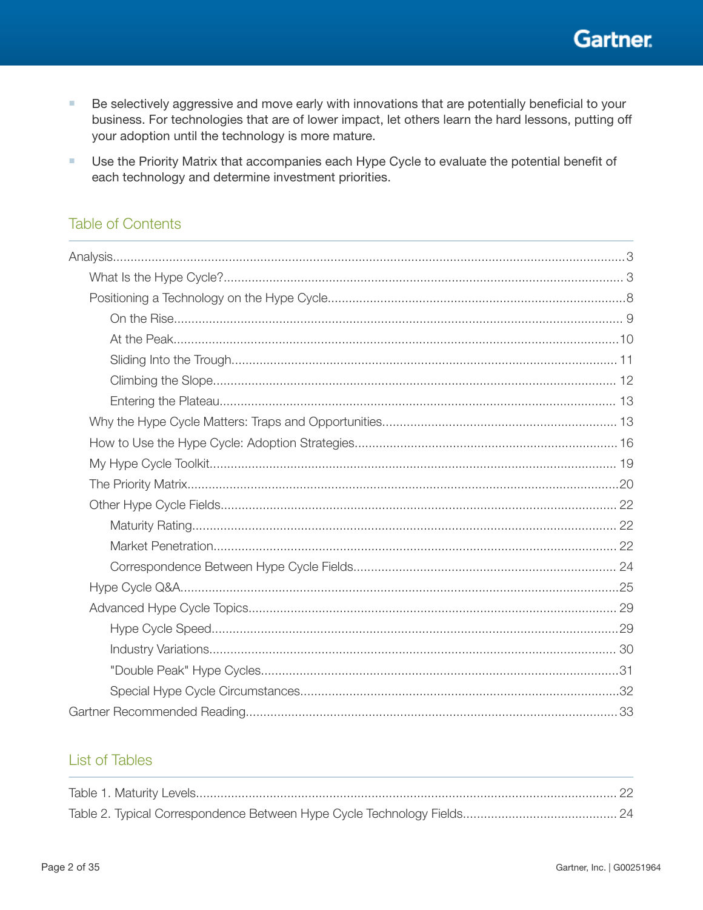- Be selectively aggressive and move early with innovations that are potentially beneficial to your business. For technologies that are of lower impact, let others learn the hard lessons, putting off your adoption until the technology is more mature.
- Use the Priority Matrix that accompanies each Hype Cycle to evaluate the potential benefit of each technology and determine investment priorities.

## Table of Contents

Analysis.....3
- What Is the Hype Cycle?.....3
- Positioning a Technology on the Hype Cycle.....8
  - On the Rise.....9
  - At the Peak.....10
  - Sliding Into the Trough.....11
  - Climbing the Slope.....12
  - Entering the Plateau.....13
- Why the Hype Cycle Matters: Traps and Opportunities.....13
- How to Use the Hype Cycle: Adoption Strategies.....16
- My Hype Cycle Toolkit.....19
- The Priority Matrix.....20
- Other Hype Cycle Fields.....22
  - Maturity Rating.....22
  - Market Penetration.....22
  - Correspondence Between Hype Cycle Fields.....24
- Hype Cycle Q&A.....25
- Advanced Hype Cycle Topics.....29
  - Hype Cycle Speed.....29
  - Industry Variations.....30
  - "Double Peak" Hype Cycles.....31
  - Special Hype Cycle Circumstances.....32

Gartner Recommended Reading.....33

## List of Tables

Table 1. Maturity Levels.....22

Table 2. Typical Correspondence Between Hype Cycle Technology Fields.....24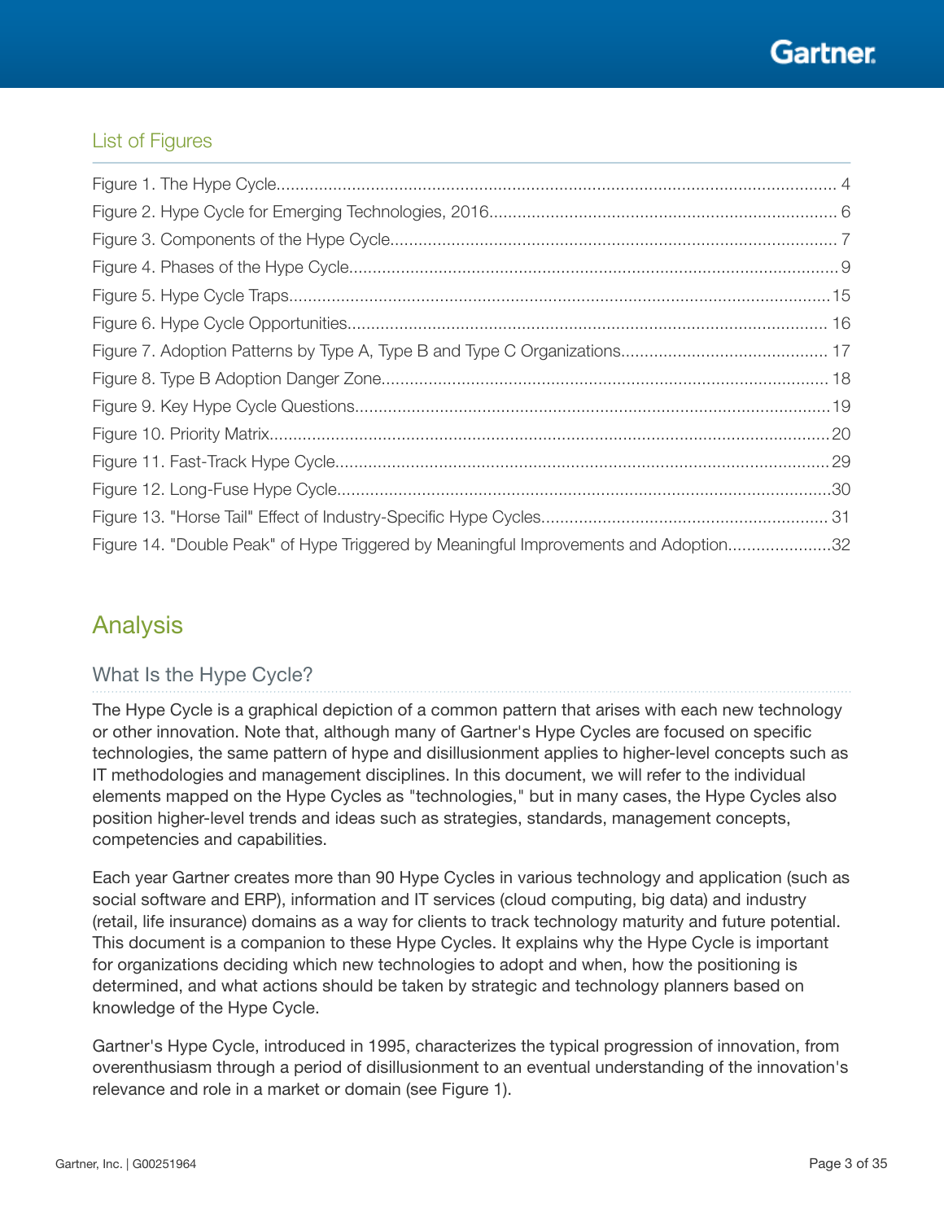## List of Figures

Figure 1. The Hype Cycle........................................................................................................ 4
Figure 2. Hype Cycle for Emerging Technologies, 2016.......................................................................... 6
Figure 3. Components of the Hype Cycle................................................................................. 7
Figure 4. Phases of the Hype Cycle......................................................................................... 9
Figure 5. Hype Cycle Traps................................................................................................15
Figure 6. Hype Cycle Opportunities...................................................................................... 16
Figure 7. Adoption Patterns by Type A, Type B and Type C Organizations.......................................... 17
Figure 8. Type B Adoption Danger Zone.................................................................................. 18
Figure 9. Key Hype Cycle Questions.......................................................................................19
Figure 10. Priority Matrix........................................................................................................20
Figure 11. Fast-Track Hype Cycle.........................................................................................29
Figure 12. Long-Fuse Hype Cycle.........................................................................................30
Figure 13. "Horse Tail" Effect of Industry-Specific Hype Cycles............................................................. 31
Figure 14. "Double Peak" of Hype Triggered by Meaningful Improvements and Adoption......................32

## Analysis

### What Is the Hype Cycle?

The Hype Cycle is a graphical depiction of a common pattern that arises with each new technology or other innovation. Note that, although many of Gartner's Hype Cycles are focused on specific technologies, the same pattern of hype and disillusionment applies to higher-level concepts such as IT methodologies and management disciplines. In this document, we will refer to the individual elements mapped on the Hype Cycles as "technologies," but in many cases, the Hype Cycles also position higher-level trends and ideas such as strategies, standards, management concepts, competencies and capabilities.

Each year Gartner creates more than 90 Hype Cycles in various technology and application (such as social software and ERP), information and IT services (cloud computing, big data) and industry (retail, life insurance) domains as a way for clients to track technology maturity and future potential. This document is a companion to these Hype Cycles. It explains why the Hype Cycle is important for organizations deciding which new technologies to adopt and when, how the positioning is determined, and what actions should be taken by strategic and technology planners based on knowledge of the Hype Cycle.

Gartner's Hype Cycle, introduced in 1995, characterizes the typical progression of innovation, from overenthusiasm through a period of disillusionment to an eventual understanding of the innovation's relevance and role in a market or domain (see Figure 1).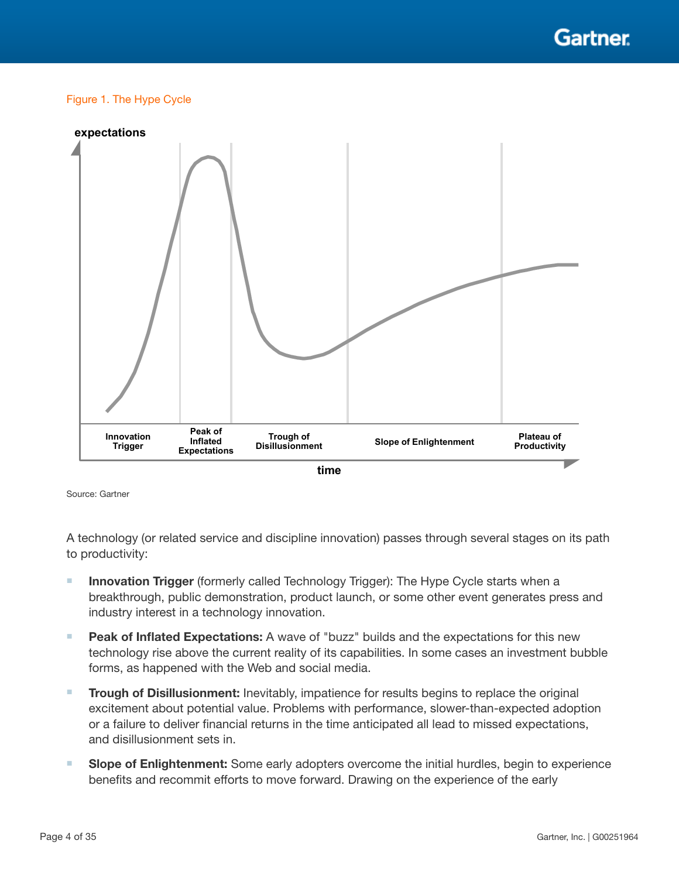Figure 1. The Hype Cycle

Source: Gartner

A technology (or related service and discipline innovation) passes through several stages on its path to productivity:

- **Innovation Trigger** (formerly called Technology Trigger): The Hype Cycle starts when a breakthrough, public demonstration, product launch, or some other event generates press and industry interest in a technology innovation.
- **Peak of Inflated Expectations:** A wave of "buzz" builds and the expectations for this new technology rise above the current reality of its capabilities. In some cases an investment bubble forms, as happened with the Web and social media.
- **Trough of Disillusionment:** Inevitably, impatience for results begins to replace the original excitement about potential value. Problems with performance, slower-than-expected adoption or a failure to deliver financial returns in the time anticipated all lead to missed expectations, and disillusionment sets in.
- **Slope of Enlightenment:** Some early adopters overcome the initial hurdles, begin to experience benefits and recommit efforts to move forward. Drawing on the experience of the early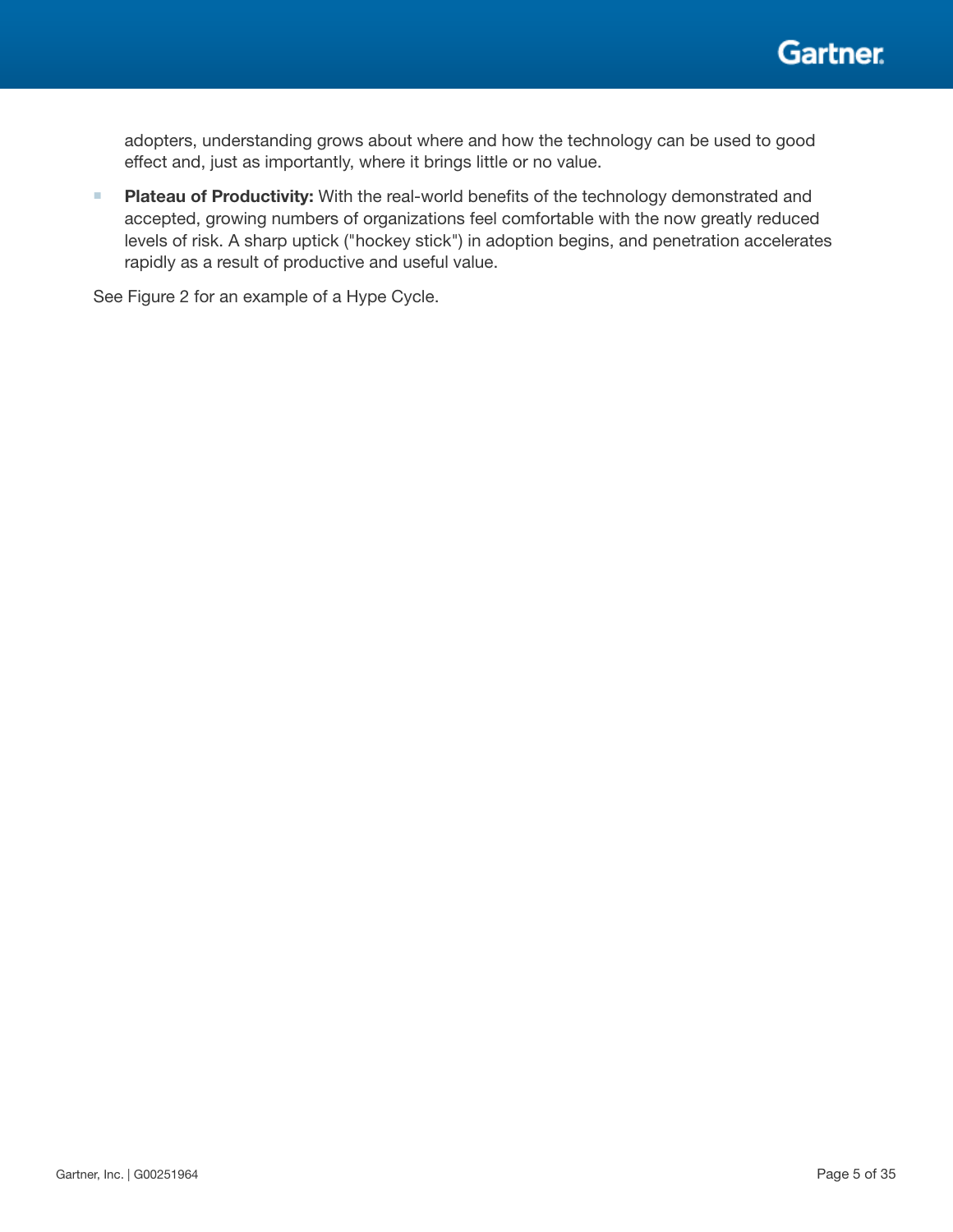adopters, understanding grows about where and how the technology can be used to good effect and, just as importantly, where it brings little or no value.

- **Plateau of Productivity:** With the real-world benefits of the technology demonstrated and accepted, growing numbers of organizations feel comfortable with the now greatly reduced levels of risk. A sharp uptick ("hockey stick") in adoption begins, and penetration accelerates rapidly as a result of productive and useful value.

See Figure 2 for an example of a Hype Cycle.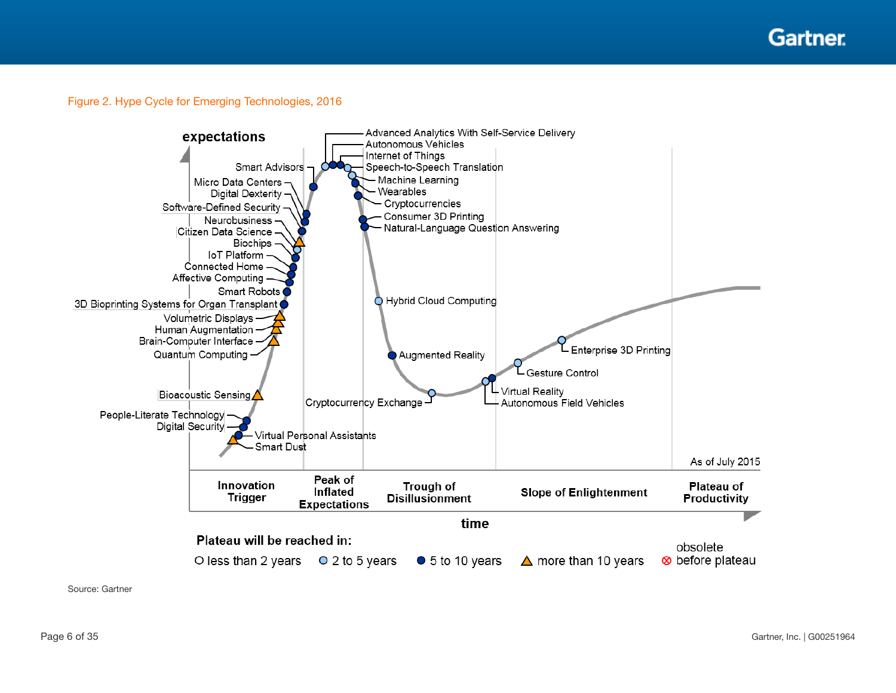Figure 2. Hype Cycle for Emerging Technologies, 2016

expectations

Advanced Analytics With Self-Service Delivery
Autonomous Vehicles
Internet of Things
Speech-to-Speech Translation
Machine Learning
Wearables
Cryptocurrencies
Consumer 3D Printing
Natural-Language Question Answering
Smart Advisors
Micro Data Centers
Digital Dexterity
Software-Defined Security
Neurobusiness
Citizen Data Science
Biochips
IoT Platform
Connected Home
Affective Computing
Smart Robots
3D Bioprinting Systems for Organ Transplant
Volumetric Displays
Human Augmentation
Brain-Computer Interface
Quantum Computing
Bioacoustic Sensing
People-Literate Technology
Digital Security
Virtual Personal Assistants
Smart Dust
Hybrid Cloud Computing
Augmented Reality
Cryptocurrency Exchange
Virtual Reality
Autonomous Field Vehicles
Gesture Control
Enterprise 3D Printing

As of July 2015

Innovation Trigger | Peak of Inflated Expectations | Trough of Disillusionment | Slope of Enlightenment | Plateau of Productivity

time

**Plateau will be reached in:**

less than 2 years | 2 to 5 years | 5 to 10 years | more than 10 years | obsolete before plateau

Source: Gartner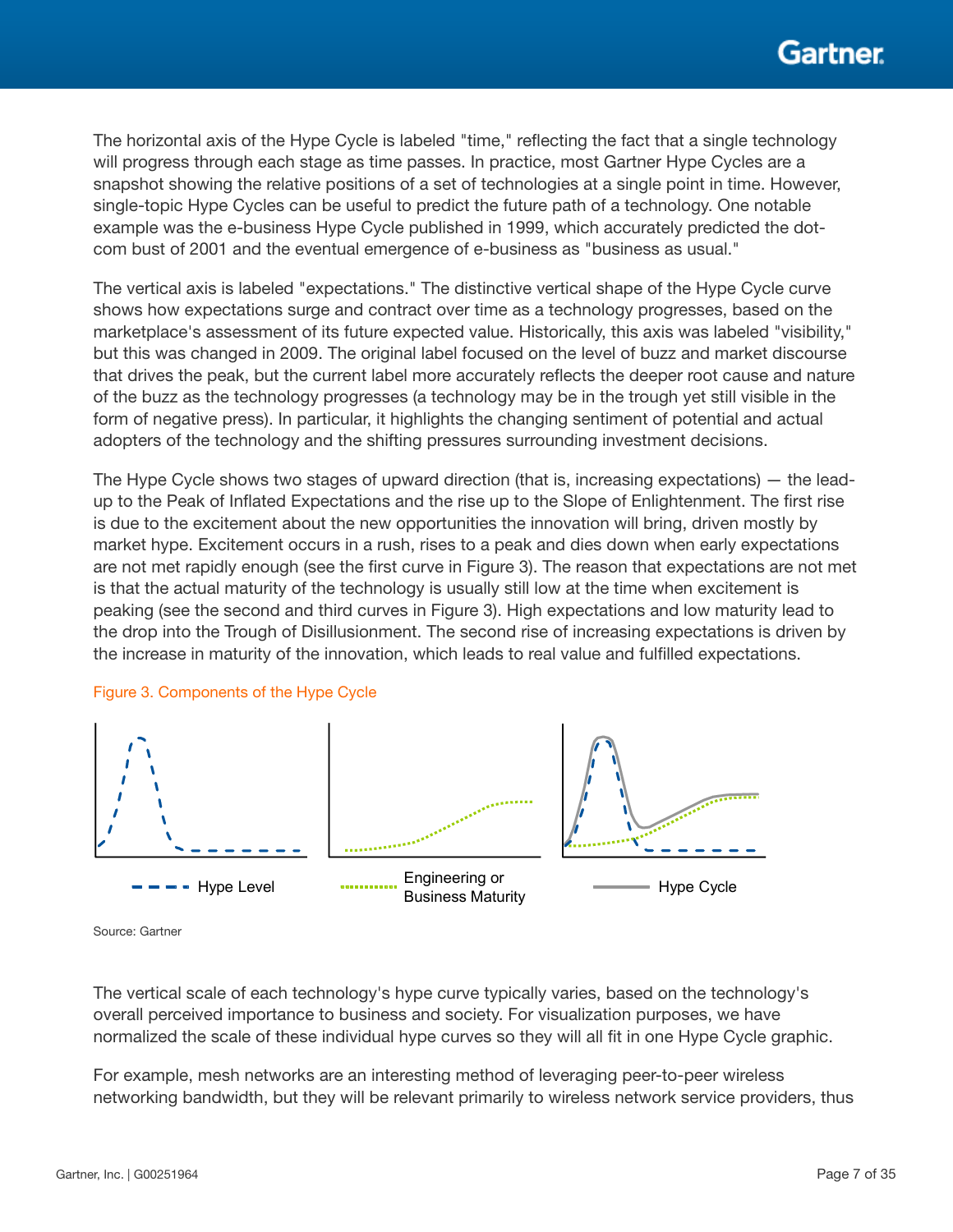The horizontal axis of the Hype Cycle is labeled "time," reflecting the fact that a single technology will progress through each stage as time passes. In practice, most Gartner Hype Cycles are a snapshot showing the relative positions of a set of technologies at a single point in time. However, single-topic Hype Cycles can be useful to predict the future path of a technology. One notable example was the e-business Hype Cycle published in 1999, which accurately predicted the dot-com bust of 2001 and the eventual emergence of e-business as "business as usual."

The vertical axis is labeled "expectations." The distinctive vertical shape of the Hype Cycle curve shows how expectations surge and contract over time as a technology progresses, based on the marketplace's assessment of its future expected value. Historically, this axis was labeled "visibility," but this was changed in 2009. The original label focused on the level of buzz and market discourse that drives the peak, but the current label more accurately reflects the deeper root cause and nature of the buzz as the technology progresses (a technology may be in the trough yet still visible in the form of negative press). In particular, it highlights the changing sentiment of potential and actual adopters of the technology and the shifting pressures surrounding investment decisions.

The Hype Cycle shows two stages of upward direction (that is, increasing expectations) — the lead-up to the Peak of Inflated Expectations and the rise up to the Slope of Enlightenment. The first rise is due to the excitement about the new opportunities the innovation will bring, driven mostly by market hype. Excitement occurs in a rush, rises to a peak and dies down when early expectations are not met rapidly enough (see the first curve in Figure 3). The reason that expectations are not met is that the actual maturity of the technology is usually still low at the time when excitement is peaking (see the second and third curves in Figure 3). High expectations and low maturity lead to the drop into the Trough of Disillusionment. The second rise of increasing expectations is driven by the increase in maturity of the innovation, which leads to real value and fulfilled expectations.

Figure 3. Components of the Hype Cycle

Hype Level | Engineering or Business Maturity | Hype Cycle

Source: Gartner

The vertical scale of each technology's hype curve typically varies, based on the technology's overall perceived importance to business and society. For visualization purposes, we have normalized the scale of these individual hype curves so they will all fit in one Hype Cycle graphic.

For example, mesh networks are an interesting method of leveraging peer-to-peer wireless networking bandwidth, but they will be relevant primarily to wireless network service providers, thus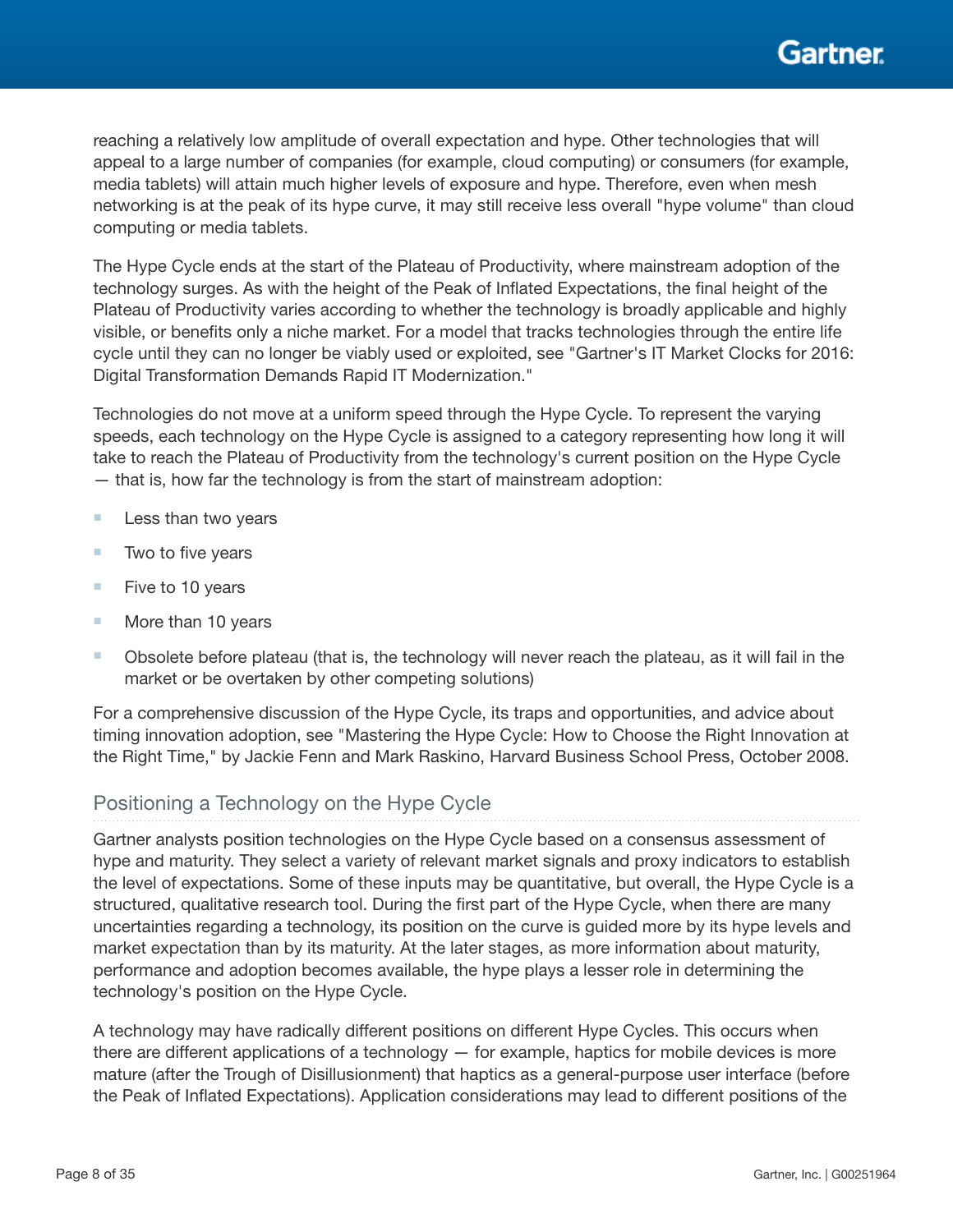reaching a relatively low amplitude of overall expectation and hype. Other technologies that will appeal to a large number of companies (for example, cloud computing) or consumers (for example, media tablets) will attain much higher levels of exposure and hype. Therefore, even when mesh networking is at the peak of its hype curve, it may still receive less overall "hype volume" than cloud computing or media tablets.

The Hype Cycle ends at the start of the Plateau of Productivity, where mainstream adoption of the technology surges. As with the height of the Peak of Inflated Expectations, the final height of the Plateau of Productivity varies according to whether the technology is broadly applicable and highly visible, or benefits only a niche market. For a model that tracks technologies through the entire life cycle until they can no longer be viably used or exploited, see "Gartner's IT Market Clocks for 2016: Digital Transformation Demands Rapid IT Modernization."

Technologies do not move at a uniform speed through the Hype Cycle. To represent the varying speeds, each technology on the Hype Cycle is assigned to a category representing how long it will take to reach the Plateau of Productivity from the technology's current position on the Hype Cycle — that is, how far the technology is from the start of mainstream adoption:

- Less than two years
- Two to five years
- Five to 10 years
- More than 10 years
- Obsolete before plateau (that is, the technology will never reach the plateau, as it will fail in the market or be overtaken by other competing solutions)

For a comprehensive discussion of the Hype Cycle, its traps and opportunities, and advice about timing innovation adoption, see "Mastering the Hype Cycle: How to Choose the Right Innovation at the Right Time," by Jackie Fenn and Mark Raskino, Harvard Business School Press, October 2008.

## Positioning a Technology on the Hype Cycle

Gartner analysts position technologies on the Hype Cycle based on a consensus assessment of hype and maturity. They select a variety of relevant market signals and proxy indicators to establish the level of expectations. Some of these inputs may be quantitative, but overall, the Hype Cycle is a structured, qualitative research tool. During the first part of the Hype Cycle, when there are many uncertainties regarding a technology, its position on the curve is guided more by its hype levels and market expectation than by its maturity. At the later stages, as more information about maturity, performance and adoption becomes available, the hype plays a lesser role in determining the technology's position on the Hype Cycle.

A technology may have radically different positions on different Hype Cycles. This occurs when there are different applications of a technology — for example, haptics for mobile devices is more mature (after the Trough of Disillusionment) that haptics as a general-purpose user interface (before the Peak of Inflated Expectations). Application considerations may lead to different positions of the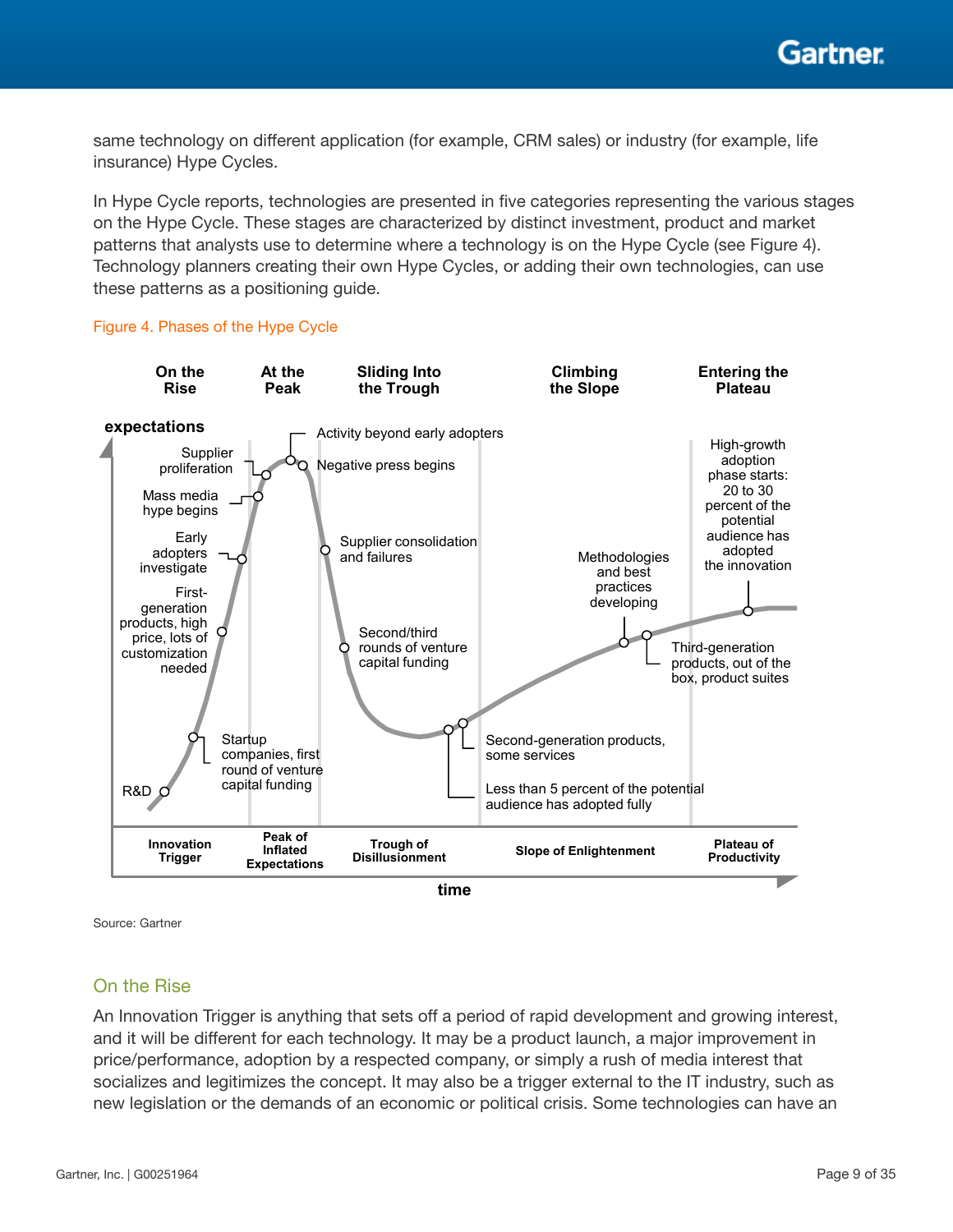same technology on different application (for example, CRM sales) or industry (for example, life insurance) Hype Cycles.

In Hype Cycle reports, technologies are presented in five categories representing the various stages on the Hype Cycle. These stages are characterized by distinct investment, product and market patterns that analysts use to determine where a technology is on the Hype Cycle (see Figure 4). Technology planners creating their own Hype Cycles, or adding their own technologies, can use these patterns as a positioning guide.

Figure 4. Phases of the Hype Cycle

Source: Gartner

## On the Rise

An Innovation Trigger is anything that sets off a period of rapid development and growing interest, and it will be different for each technology. It may be a product launch, a major improvement in price/performance, adoption by a respected company, or simply a rush of media interest that socializes and legitimizes the concept. It may also be a trigger external to the IT industry, such as new legislation or the demands of an economic or political crisis. Some technologies can have an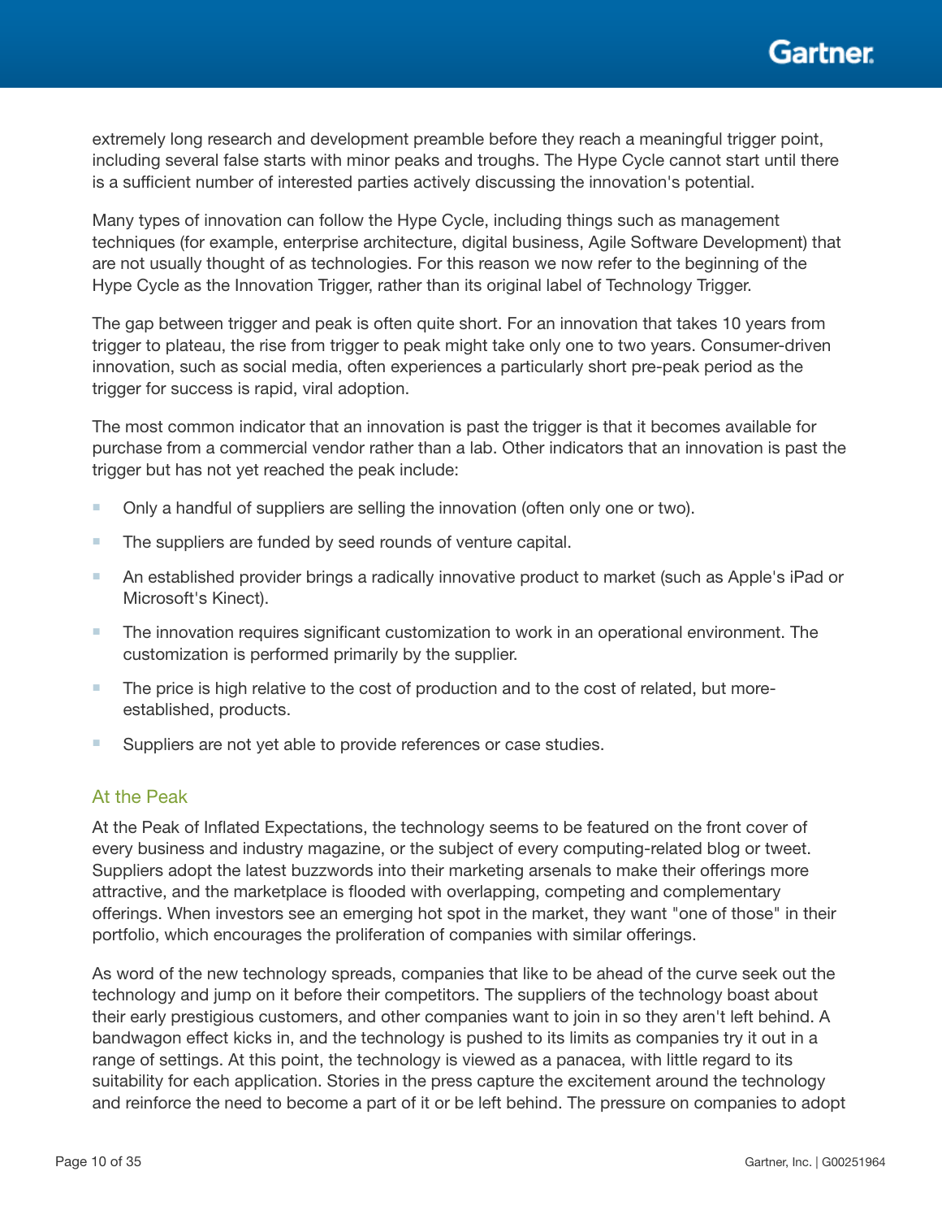extremely long research and development preamble before they reach a meaningful trigger point, including several false starts with minor peaks and troughs. The Hype Cycle cannot start until there is a sufficient number of interested parties actively discussing the innovation's potential.

Many types of innovation can follow the Hype Cycle, including things such as management techniques (for example, enterprise architecture, digital business, Agile Software Development) that are not usually thought of as technologies. For this reason we now refer to the beginning of the Hype Cycle as the Innovation Trigger, rather than its original label of Technology Trigger.

The gap between trigger and peak is often quite short. For an innovation that takes 10 years from trigger to plateau, the rise from trigger to peak might take only one to two years. Consumer-driven innovation, such as social media, often experiences a particularly short pre-peak period as the trigger for success is rapid, viral adoption.

The most common indicator that an innovation is past the trigger is that it becomes available for purchase from a commercial vendor rather than a lab. Other indicators that an innovation is past the trigger but has not yet reached the peak include:

- Only a handful of suppliers are selling the innovation (often only one or two).
- The suppliers are funded by seed rounds of venture capital.
- An established provider brings a radically innovative product to market (such as Apple's iPad or Microsoft's Kinect).
- The innovation requires significant customization to work in an operational environment. The customization is performed primarily by the supplier.
- The price is high relative to the cost of production and to the cost of related, but more-established, products.
- Suppliers are not yet able to provide references or case studies.

### At the Peak

At the Peak of Inflated Expectations, the technology seems to be featured on the front cover of every business and industry magazine, or the subject of every computing-related blog or tweet. Suppliers adopt the latest buzzwords into their marketing arsenals to make their offerings more attractive, and the marketplace is flooded with overlapping, competing and complementary offerings. When investors see an emerging hot spot in the market, they want "one of those" in their portfolio, which encourages the proliferation of companies with similar offerings.

As word of the new technology spreads, companies that like to be ahead of the curve seek out the technology and jump on it before their competitors. The suppliers of the technology boast about their early prestigious customers, and other companies want to join in so they aren't left behind. A bandwagon effect kicks in, and the technology is pushed to its limits as companies try it out in a range of settings. At this point, the technology is viewed as a panacea, with little regard to its suitability for each application. Stories in the press capture the excitement around the technology and reinforce the need to become a part of it or be left behind. The pressure on companies to adopt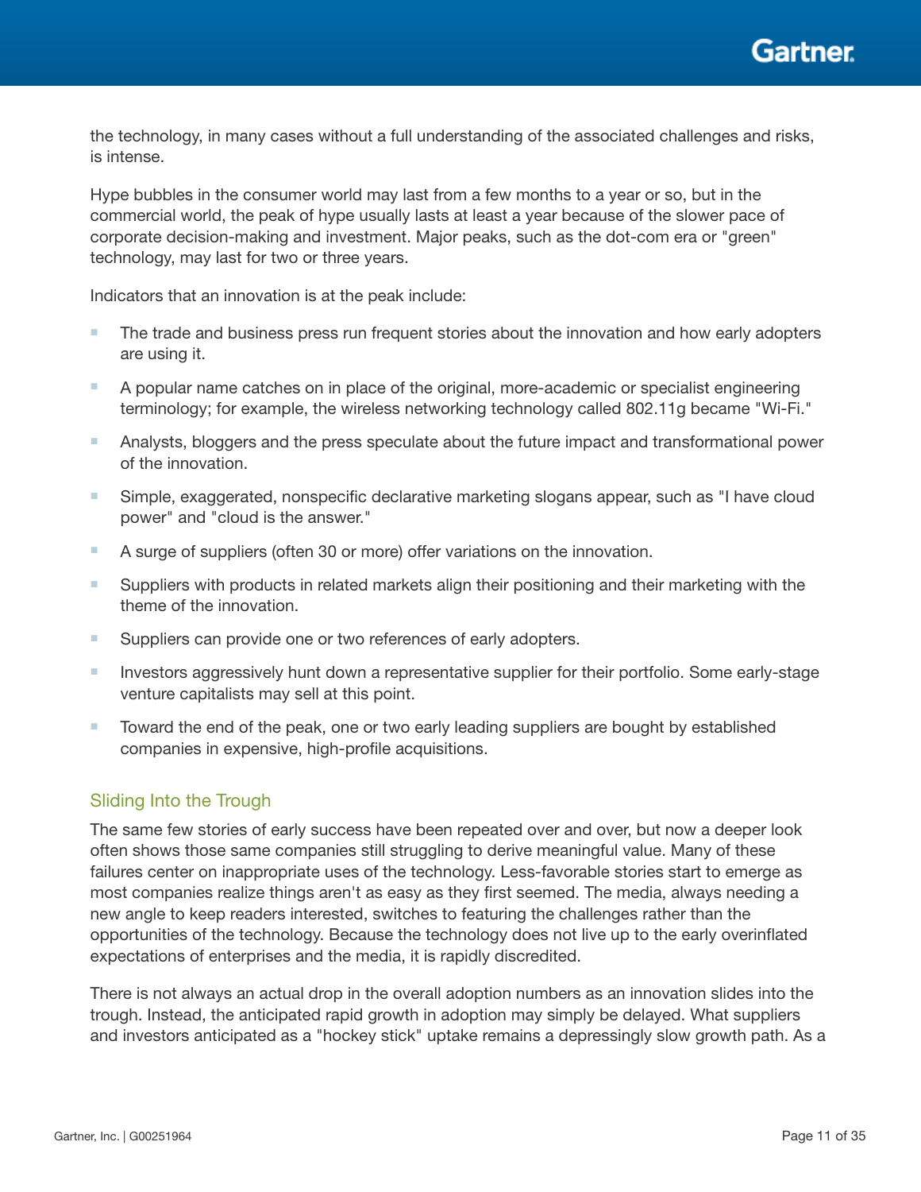the technology, in many cases without a full understanding of the associated challenges and risks, is intense.

Hype bubbles in the consumer world may last from a few months to a year or so, but in the commercial world, the peak of hype usually lasts at least a year because of the slower pace of corporate decision-making and investment. Major peaks, such as the dot-com era or "green" technology, may last for two or three years.

Indicators that an innovation is at the peak include:

- The trade and business press run frequent stories about the innovation and how early adopters are using it.
- A popular name catches on in place of the original, more-academic or specialist engineering terminology; for example, the wireless networking technology called 802.11g became "Wi-Fi."
- Analysts, bloggers and the press speculate about the future impact and transformational power of the innovation.
- Simple, exaggerated, nonspecific declarative marketing slogans appear, such as "I have cloud power" and "cloud is the answer."
- A surge of suppliers (often 30 or more) offer variations on the innovation.
- Suppliers with products in related markets align their positioning and their marketing with the theme of the innovation.
- Suppliers can provide one or two references of early adopters.
- Investors aggressively hunt down a representative supplier for their portfolio. Some early-stage venture capitalists may sell at this point.
- Toward the end of the peak, one or two early leading suppliers are bought by established companies in expensive, high-profile acquisitions.

### Sliding Into the Trough

The same few stories of early success have been repeated over and over, but now a deeper look often shows those same companies still struggling to derive meaningful value. Many of these failures center on inappropriate uses of the technology. Less-favorable stories start to emerge as most companies realize things aren't as easy as they first seemed. The media, always needing a new angle to keep readers interested, switches to featuring the challenges rather than the opportunities of the technology. Because the technology does not live up to the early overinflated expectations of enterprises and the media, it is rapidly discredited.

There is not always an actual drop in the overall adoption numbers as an innovation slides into the trough. Instead, the anticipated rapid growth in adoption may simply be delayed. What suppliers and investors anticipated as a "hockey stick" uptake remains a depressingly slow growth path. As a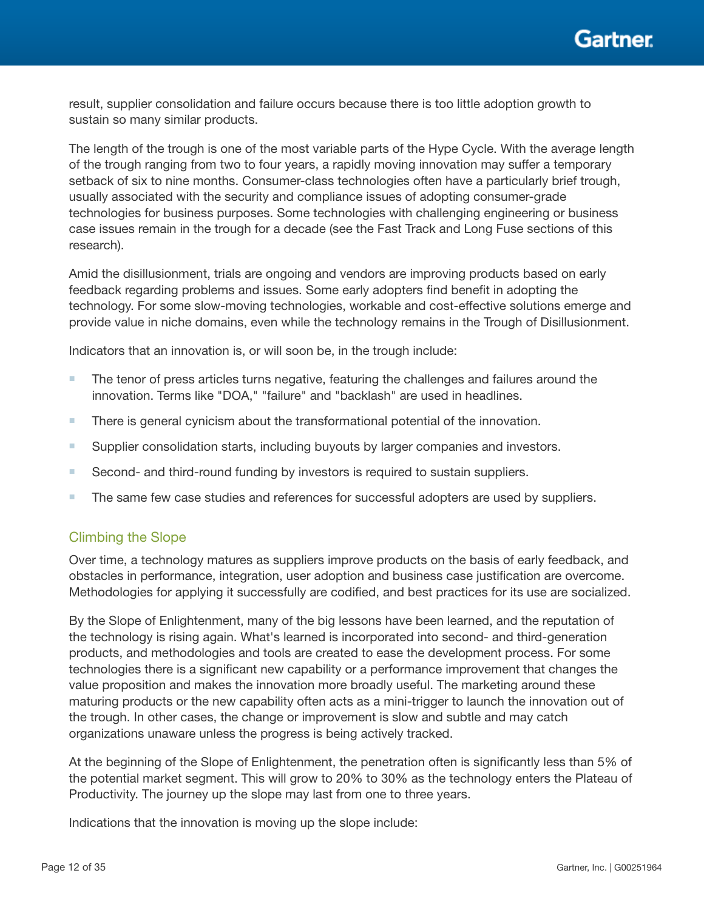result, supplier consolidation and failure occurs because there is too little adoption growth to sustain so many similar products.

The length of the trough is one of the most variable parts of the Hype Cycle. With the average length of the trough ranging from two to four years, a rapidly moving innovation may suffer a temporary setback of six to nine months. Consumer-class technologies often have a particularly brief trough, usually associated with the security and compliance issues of adopting consumer-grade technologies for business purposes. Some technologies with challenging engineering or business case issues remain in the trough for a decade (see the Fast Track and Long Fuse sections of this research).

Amid the disillusionment, trials are ongoing and vendors are improving products based on early feedback regarding problems and issues. Some early adopters find benefit in adopting the technology. For some slow-moving technologies, workable and cost-effective solutions emerge and provide value in niche domains, even while the technology remains in the Trough of Disillusionment.

Indicators that an innovation is, or will soon be, in the trough include:

- The tenor of press articles turns negative, featuring the challenges and failures around the innovation. Terms like "DOA," "failure" and "backlash" are used in headlines.
- There is general cynicism about the transformational potential of the innovation.
- Supplier consolidation starts, including buyouts by larger companies and investors.
- Second- and third-round funding by investors is required to sustain suppliers.
- The same few case studies and references for successful adopters are used by suppliers.

### Climbing the Slope

Over time, a technology matures as suppliers improve products on the basis of early feedback, and obstacles in performance, integration, user adoption and business case justification are overcome. Methodologies for applying it successfully are codified, and best practices for its use are socialized.

By the Slope of Enlightenment, many of the big lessons have been learned, and the reputation of the technology is rising again. What's learned is incorporated into second- and third-generation products, and methodologies and tools are created to ease the development process. For some technologies there is a significant new capability or a performance improvement that changes the value proposition and makes the innovation more broadly useful. The marketing around these maturing products or the new capability often acts as a mini-trigger to launch the innovation out of the trough. In other cases, the change or improvement is slow and subtle and may catch organizations unaware unless the progress is being actively tracked.

At the beginning of the Slope of Enlightenment, the penetration often is significantly less than 5% of the potential market segment. This will grow to 20% to 30% as the technology enters the Plateau of Productivity. The journey up the slope may last from one to three years.

Indications that the innovation is moving up the slope include: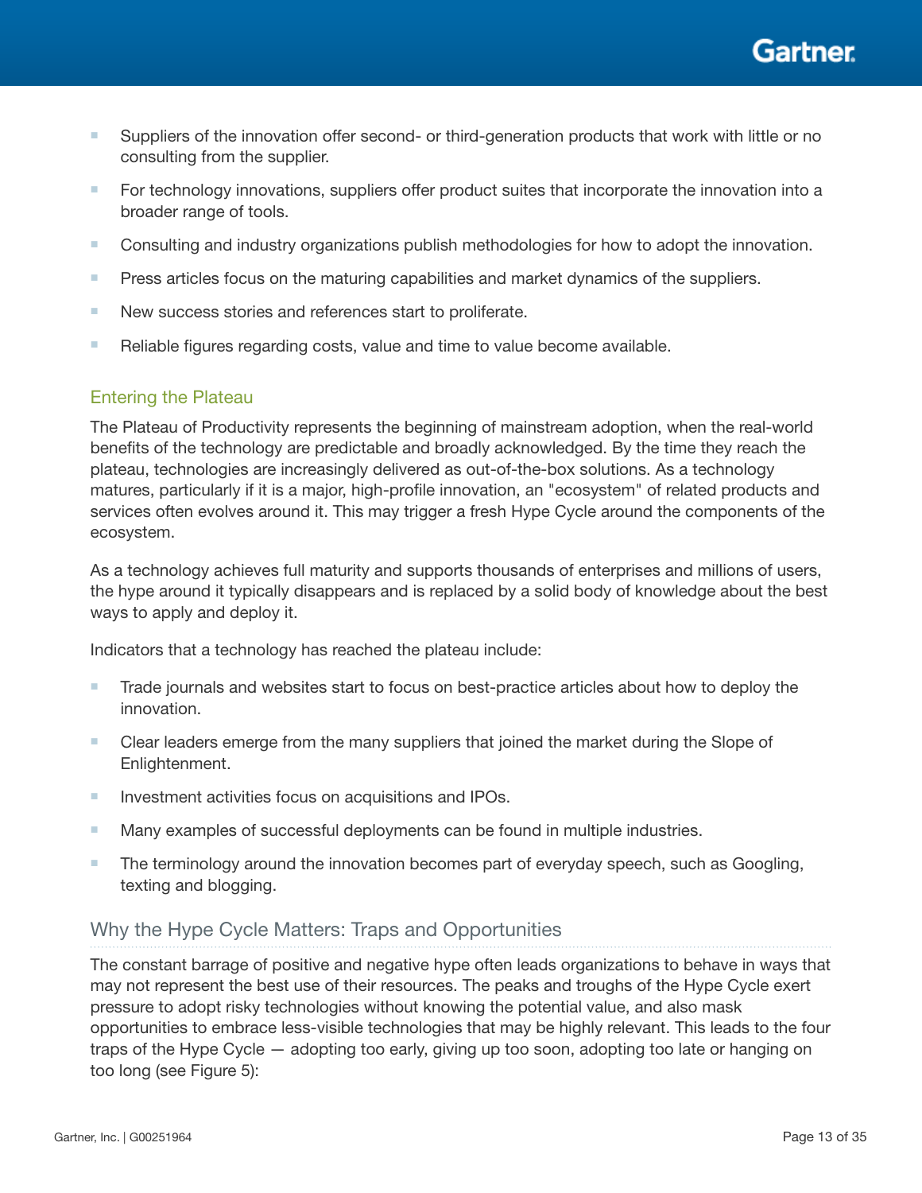- Suppliers of the innovation offer second- or third-generation products that work with little or no consulting from the supplier.
- For technology innovations, suppliers offer product suites that incorporate the innovation into a broader range of tools.
- Consulting and industry organizations publish methodologies for how to adopt the innovation.
- Press articles focus on the maturing capabilities and market dynamics of the suppliers.
- New success stories and references start to proliferate.
- Reliable figures regarding costs, value and time to value become available.

### Entering the Plateau

The Plateau of Productivity represents the beginning of mainstream adoption, when the real-world benefits of the technology are predictable and broadly acknowledged. By the time they reach the plateau, technologies are increasingly delivered as out-of-the-box solutions. As a technology matures, particularly if it is a major, high-profile innovation, an "ecosystem" of related products and services often evolves around it. This may trigger a fresh Hype Cycle around the components of the ecosystem.

As a technology achieves full maturity and supports thousands of enterprises and millions of users, the hype around it typically disappears and is replaced by a solid body of knowledge about the best ways to apply and deploy it.

Indicators that a technology has reached the plateau include:

- Trade journals and websites start to focus on best-practice articles about how to deploy the innovation.
- Clear leaders emerge from the many suppliers that joined the market during the Slope of Enlightenment.
- Investment activities focus on acquisitions and IPOs.
- Many examples of successful deployments can be found in multiple industries.
- The terminology around the innovation becomes part of everyday speech, such as Googling, texting and blogging.

## Why the Hype Cycle Matters: Traps and Opportunities

The constant barrage of positive and negative hype often leads organizations to behave in ways that may not represent the best use of their resources. The peaks and troughs of the Hype Cycle exert pressure to adopt risky technologies without knowing the potential value, and also mask opportunities to embrace less-visible technologies that may be highly relevant. This leads to the four traps of the Hype Cycle — adopting too early, giving up too soon, adopting too late or hanging on too long (see Figure 5):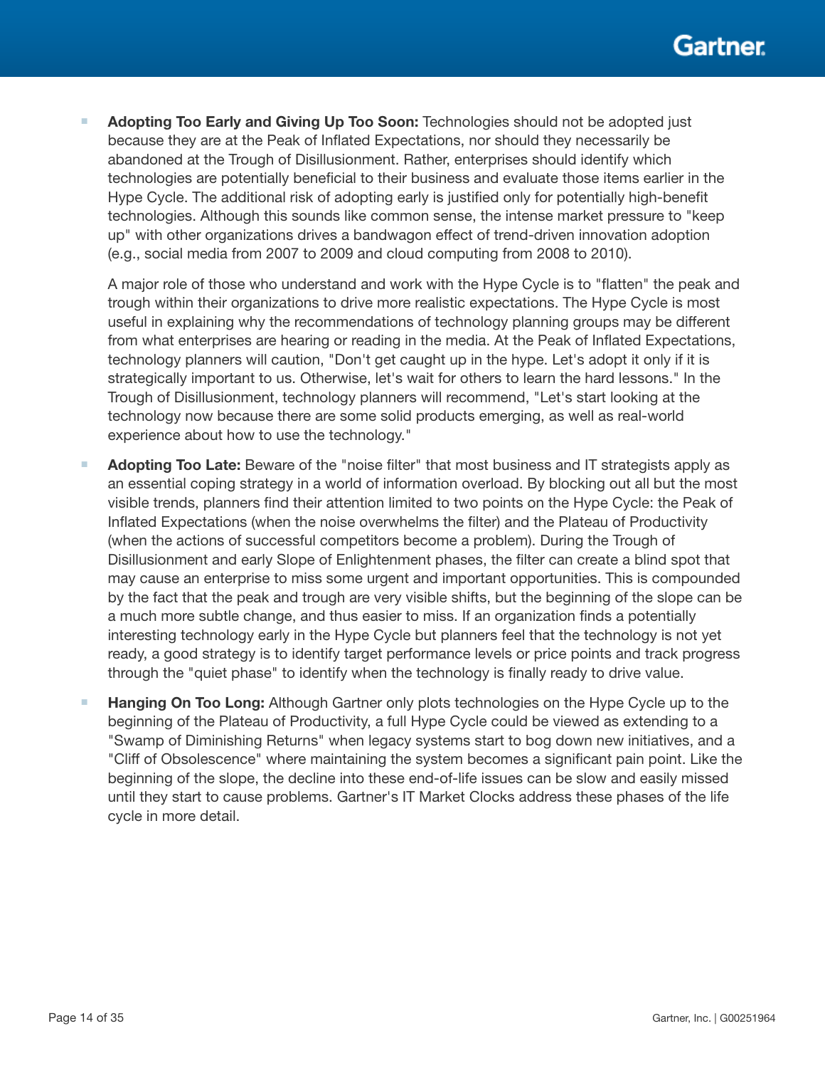- **Adopting Too Early and Giving Up Too Soon:** Technologies should not be adopted just because they are at the Peak of Inflated Expectations, nor should they necessarily be abandoned at the Trough of Disillusionment. Rather, enterprises should identify which technologies are potentially beneficial to their business and evaluate those items earlier in the Hype Cycle. The additional risk of adopting early is justified only for potentially high-benefit technologies. Although this sounds like common sense, the intense market pressure to "keep up" with other organizations drives a bandwagon effect of trend-driven innovation adoption (e.g., social media from 2007 to 2009 and cloud computing from 2008 to 2010).

  A major role of those who understand and work with the Hype Cycle is to "flatten" the peak and trough within their organizations to drive more realistic expectations. The Hype Cycle is most useful in explaining why the recommendations of technology planning groups may be different from what enterprises are hearing or reading in the media. At the Peak of Inflated Expectations, technology planners will caution, "Don't get caught up in the hype. Let's adopt it only if it is strategically important to us. Otherwise, let's wait for others to learn the hard lessons." In the Trough of Disillusionment, technology planners will recommend, "Let's start looking at the technology now because there are some solid products emerging, as well as real-world experience about how to use the technology."

- **Adopting Too Late:** Beware of the "noise filter" that most business and IT strategists apply as an essential coping strategy in a world of information overload. By blocking out all but the most visible trends, planners find their attention limited to two points on the Hype Cycle: the Peak of Inflated Expectations (when the noise overwhelms the filter) and the Plateau of Productivity (when the actions of successful competitors become a problem). During the Trough of Disillusionment and early Slope of Enlightenment phases, the filter can create a blind spot that may cause an enterprise to miss some urgent and important opportunities. This is compounded by the fact that the peak and trough are very visible shifts, but the beginning of the slope can be a much more subtle change, and thus easier to miss. If an organization finds a potentially interesting technology early in the Hype Cycle but planners feel that the technology is not yet ready, a good strategy is to identify target performance levels or price points and track progress through the "quiet phase" to identify when the technology is finally ready to drive value.

- **Hanging On Too Long:** Although Gartner only plots technologies on the Hype Cycle up to the beginning of the Plateau of Productivity, a full Hype Cycle could be viewed as extending to a "Swamp of Diminishing Returns" when legacy systems start to bog down new initiatives, and a "Cliff of Obsolescence" where maintaining the system becomes a significant pain point. Like the beginning of the slope, the decline into these end-of-life issues can be slow and easily missed until they start to cause problems. Gartner's IT Market Clocks address these phases of the life cycle in more detail.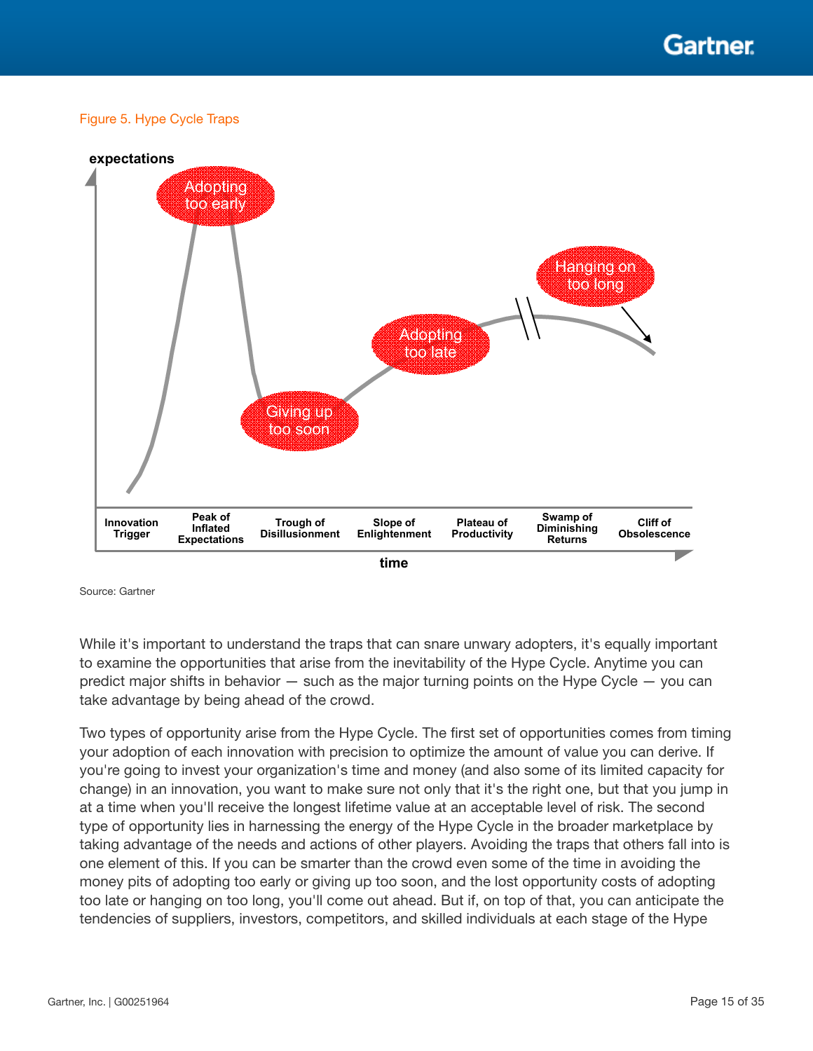Figure 5. Hype Cycle Traps

Source: Gartner

While it's important to understand the traps that can snare unwary adopters, it's equally important to examine the opportunities that arise from the inevitability of the Hype Cycle. Anytime you can predict major shifts in behavior — such as the major turning points on the Hype Cycle — you can take advantage by being ahead of the crowd.

Two types of opportunity arise from the Hype Cycle. The first set of opportunities comes from timing your adoption of each innovation with precision to optimize the amount of value you can derive. If you're going to invest your organization's time and money (and also some of its limited capacity for change) in an innovation, you want to make sure not only that it's the right one, but that you jump in at a time when you'll receive the longest lifetime value at an acceptable level of risk. The second type of opportunity lies in harnessing the energy of the Hype Cycle in the broader marketplace by taking advantage of the needs and actions of other players. Avoiding the traps that others fall into is one element of this. If you can be smarter than the crowd even some of the time in avoiding the money pits of adopting too early or giving up too soon, and the lost opportunity costs of adopting too late or hanging on too long, you'll come out ahead. But if, on top of that, you can anticipate the tendencies of suppliers, investors, competitors, and skilled individuals at each stage of the Hype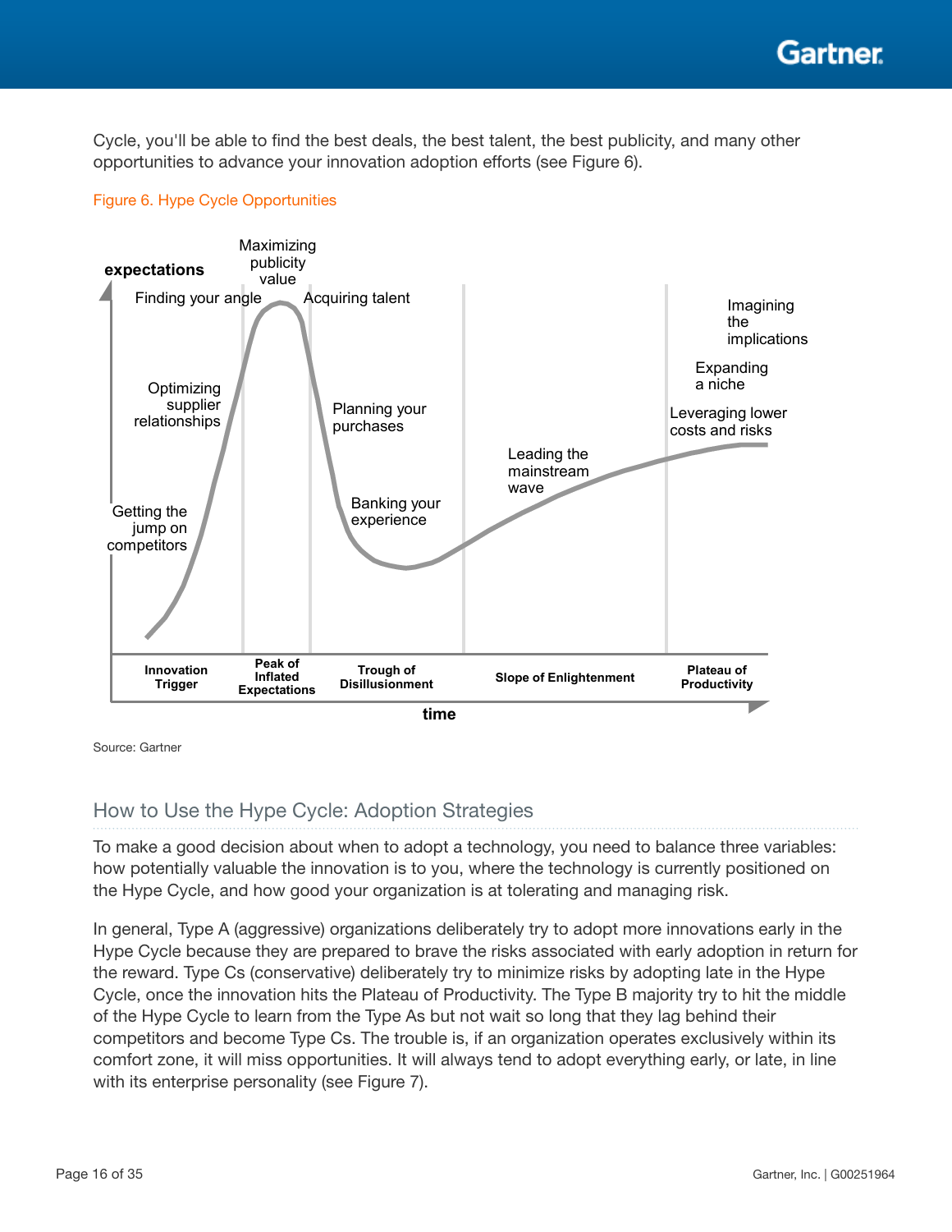Cycle, you'll be able to find the best deals, the best talent, the best publicity, and many other opportunities to advance your innovation adoption efforts (see Figure 6).

Figure 6. Hype Cycle Opportunities

Source: Gartner

## How to Use the Hype Cycle: Adoption Strategies

To make a good decision about when to adopt a technology, you need to balance three variables: how potentially valuable the innovation is to you, where the technology is currently positioned on the Hype Cycle, and how good your organization is at tolerating and managing risk.

In general, Type A (aggressive) organizations deliberately try to adopt more innovations early in the Hype Cycle because they are prepared to brave the risks associated with early adoption in return for the reward. Type Cs (conservative) deliberately try to minimize risks by adopting late in the Hype Cycle, once the innovation hits the Plateau of Productivity. The Type B majority try to hit the middle of the Hype Cycle to learn from the Type As but not wait so long that they lag behind their competitors and become Type Cs. The trouble is, if an organization operates exclusively within its comfort zone, it will miss opportunities. It will always tend to adopt everything early, or late, in line with its enterprise personality (see Figure 7).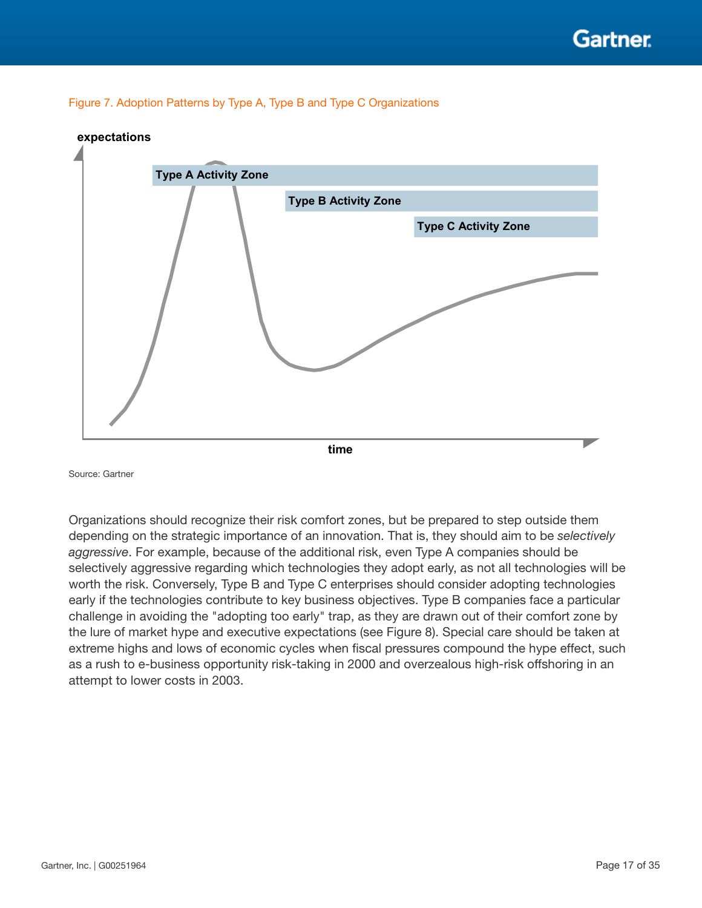Figure 7. Adoption Patterns by Type A, Type B and Type C Organizations

Source: Gartner

Organizations should recognize their risk comfort zones, but be prepared to step outside them depending on the strategic importance of an innovation. That is, they should aim to be *selectively aggressive*. For example, because of the additional risk, even Type A companies should be selectively aggressive regarding which technologies they adopt early, as not all technologies will be worth the risk. Conversely, Type B and Type C enterprises should consider adopting technologies early if the technologies contribute to key business objectives. Type B companies face a particular challenge in avoiding the "adopting too early" trap, as they are drawn out of their comfort zone by the lure of market hype and executive expectations (see Figure 8). Special care should be taken at extreme highs and lows of economic cycles when fiscal pressures compound the hype effect, such as a rush to e-business opportunity risk-taking in 2000 and overzealous high-risk offshoring in an attempt to lower costs in 2003.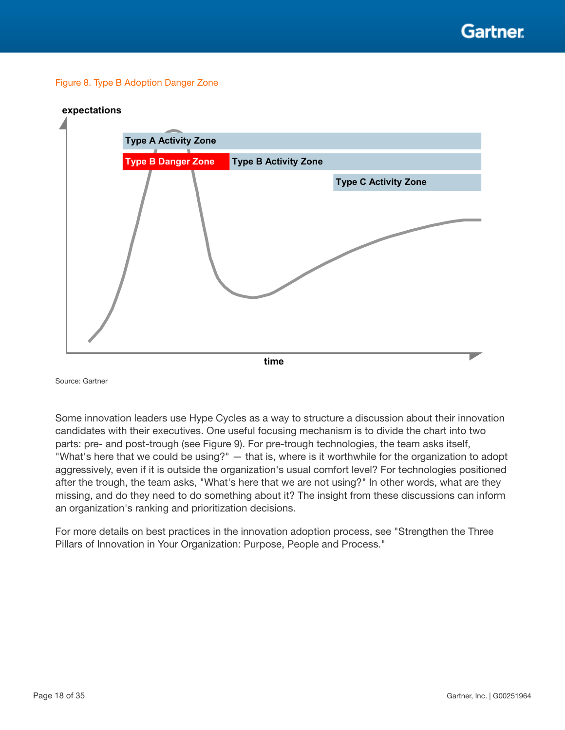Figure 8. Type B Adoption Danger Zone

Source: Gartner

Some innovation leaders use Hype Cycles as a way to structure a discussion about their innovation candidates with their executives. One useful focusing mechanism is to divide the chart into two parts: pre- and post-trough (see Figure 9). For pre-trough technologies, the team asks itself, "What's here that we could be using?" — that is, where is it worthwhile for the organization to adopt aggressively, even if it is outside the organization's usual comfort level? For technologies positioned after the trough, the team asks, "What's here that we are not using?" In other words, what are they missing, and do they need to do something about it? The insight from these discussions can inform an organization's ranking and prioritization decisions.

For more details on best practices in the innovation adoption process, see "Strengthen the Three Pillars of Innovation in Your Organization: Purpose, People and Process."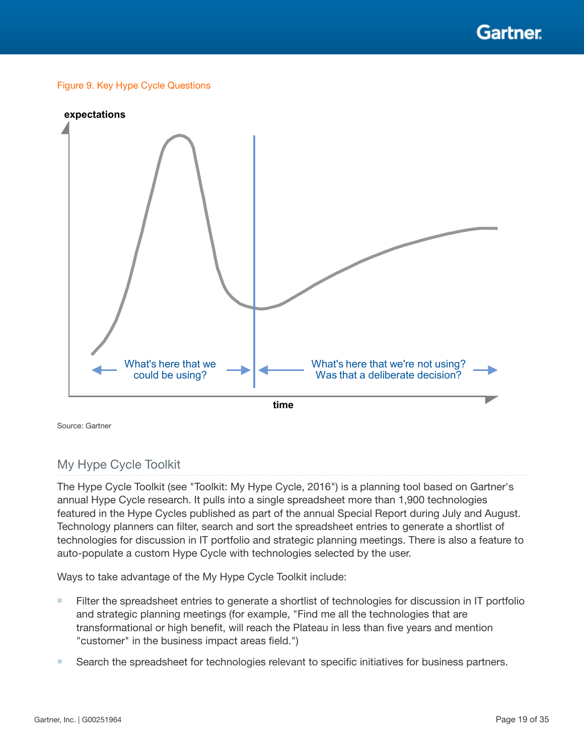Figure 9. Key Hype Cycle Questions

expectations

What's here that we could be using?

What's here that we're not using? Was that a deliberate decision?

time

Source: Gartner

## My Hype Cycle Toolkit

The Hype Cycle Toolkit (see "Toolkit: My Hype Cycle, 2016") is a planning tool based on Gartner's annual Hype Cycle research. It pulls into a single spreadsheet more than 1,900 technologies featured in the Hype Cycles published as part of the annual Special Report during July and August. Technology planners can filter, search and sort the spreadsheet entries to generate a shortlist of technologies for discussion in IT portfolio and strategic planning meetings. There is also a feature to auto-populate a custom Hype Cycle with technologies selected by the user.

Ways to take advantage of the My Hype Cycle Toolkit include:

- Filter the spreadsheet entries to generate a shortlist of technologies for discussion in IT portfolio and strategic planning meetings (for example, "Find me all the technologies that are transformational or high benefit, will reach the Plateau in less than five years and mention "customer" in the business impact areas field.")
- Search the spreadsheet for technologies relevant to specific initiatives for business partners.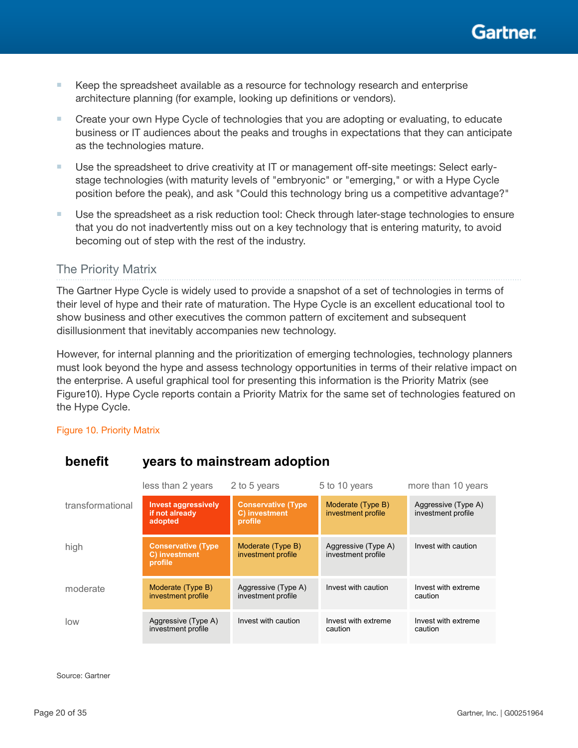- Keep the spreadsheet available as a resource for technology research and enterprise architecture planning (for example, looking up definitions or vendors).
- Create your own Hype Cycle of technologies that you are adopting or evaluating, to educate business or IT audiences about the peaks and troughs in expectations that they can anticipate as the technologies mature.
- Use the spreadsheet to drive creativity at IT or management off-site meetings: Select early-stage technologies (with maturity levels of "embryonic" or "emerging," or with a Hype Cycle position before the peak), and ask "Could this technology bring us a competitive advantage?"
- Use the spreadsheet as a risk reduction tool: Check through later-stage technologies to ensure that you do not inadvertently miss out on a key technology that is entering maturity, to avoid becoming out of step with the rest of the industry.

## The Priority Matrix

The Gartner Hype Cycle is widely used to provide a snapshot of a set of technologies in terms of their level of hype and their rate of maturation. The Hype Cycle is an excellent educational tool to show business and other executives the common pattern of excitement and subsequent disillusionment that inevitably accompanies new technology.

However, for internal planning and the prioritization of emerging technologies, technology planners must look beyond the hype and assess technology opportunities in terms of their relative impact on the enterprise. A useful graphical tool for presenting this information is the Priority Matrix (see Figure10). Hype Cycle reports contain a Priority Matrix for the same set of technologies featured on the Hype Cycle.

Figure 10. Priority Matrix

| **benefit** | **years to mainstream adoption** | | | |
|---|---|---|---|---|
| | less than 2 years | 2 to 5 years | 5 to 10 years | more than 10 years |
| transformational | **Invest aggressively if not already adopted** | **Conservative (Type C) investment profile** | Moderate (Type B) investment profile | Aggressive (Type A) investment profile |
| high | **Conservative (Type C) investment profile** | Moderate (Type B) investment profile | Aggressive (Type A) investment profile | Invest with caution |
| moderate | Moderate (Type B) investment profile | Aggressive (Type A) investment profile | Invest with caution | Invest with extreme caution |
| low | Aggressive (Type A) investment profile | Invest with caution | Invest with extreme caution | Invest with extreme caution |

Source: Gartner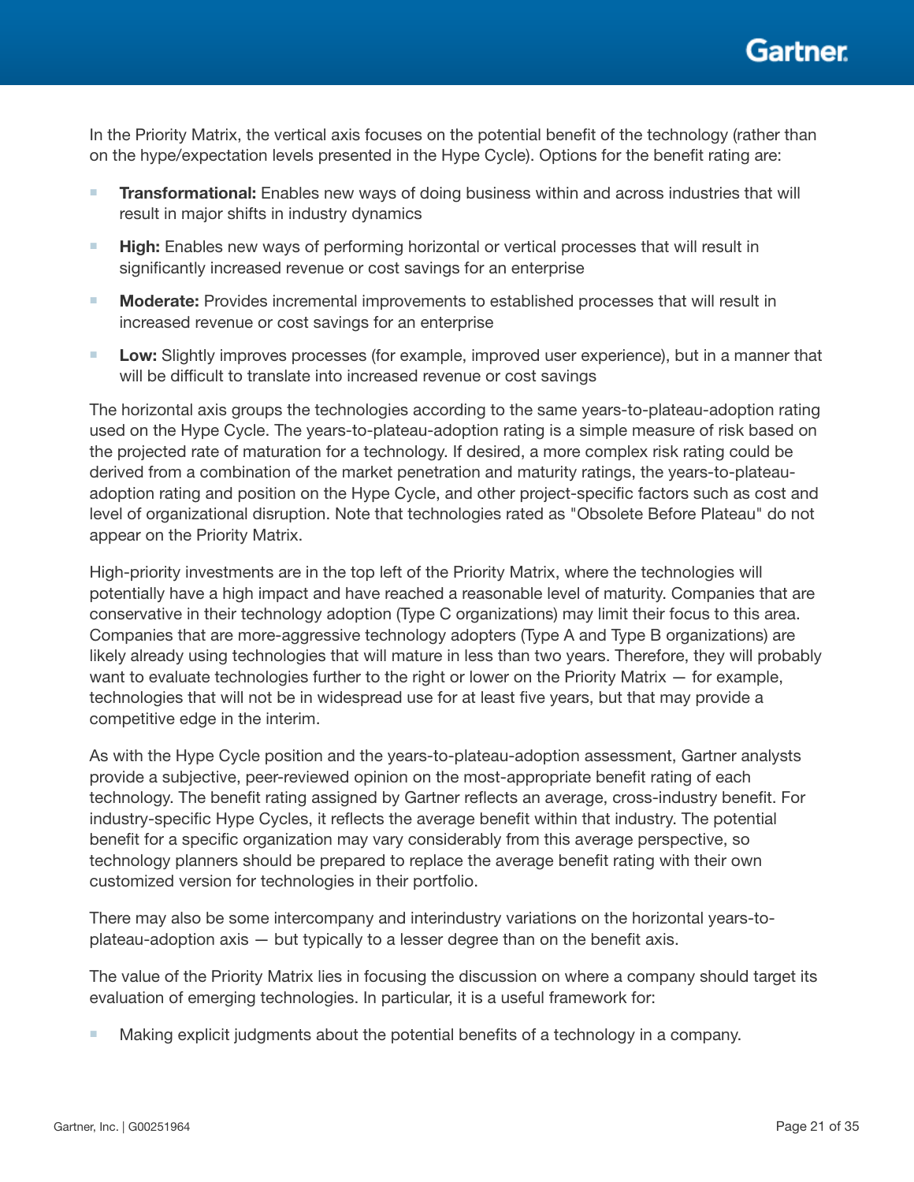In the Priority Matrix, the vertical axis focuses on the potential benefit of the technology (rather than on the hype/expectation levels presented in the Hype Cycle). Options for the benefit rating are:

- **Transformational:** Enables new ways of doing business within and across industries that will result in major shifts in industry dynamics
- **High:** Enables new ways of performing horizontal or vertical processes that will result in significantly increased revenue or cost savings for an enterprise
- **Moderate:** Provides incremental improvements to established processes that will result in increased revenue or cost savings for an enterprise
- **Low:** Slightly improves processes (for example, improved user experience), but in a manner that will be difficult to translate into increased revenue or cost savings

The horizontal axis groups the technologies according to the same years-to-plateau-adoption rating used on the Hype Cycle. The years-to-plateau-adoption rating is a simple measure of risk based on the projected rate of maturation for a technology. If desired, a more complex risk rating could be derived from a combination of the market penetration and maturity ratings, the years-to-plateau-adoption rating and position on the Hype Cycle, and other project-specific factors such as cost and level of organizational disruption. Note that technologies rated as "Obsolete Before Plateau" do not appear on the Priority Matrix.

High-priority investments are in the top left of the Priority Matrix, where the technologies will potentially have a high impact and have reached a reasonable level of maturity. Companies that are conservative in their technology adoption (Type C organizations) may limit their focus to this area. Companies that are more-aggressive technology adopters (Type A and Type B organizations) are likely already using technologies that will mature in less than two years. Therefore, they will probably want to evaluate technologies further to the right or lower on the Priority Matrix — for example, technologies that will not be in widespread use for at least five years, but that may provide a competitive edge in the interim.

As with the Hype Cycle position and the years-to-plateau-adoption assessment, Gartner analysts provide a subjective, peer-reviewed opinion on the most-appropriate benefit rating of each technology. The benefit rating assigned by Gartner reflects an average, cross-industry benefit. For industry-specific Hype Cycles, it reflects the average benefit within that industry. The potential benefit for a specific organization may vary considerably from this average perspective, so technology planners should be prepared to replace the average benefit rating with their own customized version for technologies in their portfolio.

There may also be some intercompany and interindustry variations on the horizontal years-to-plateau-adoption axis — but typically to a lesser degree than on the benefit axis.

The value of the Priority Matrix lies in focusing the discussion on where a company should target its evaluation of emerging technologies. In particular, it is a useful framework for:

- Making explicit judgments about the potential benefits of a technology in a company.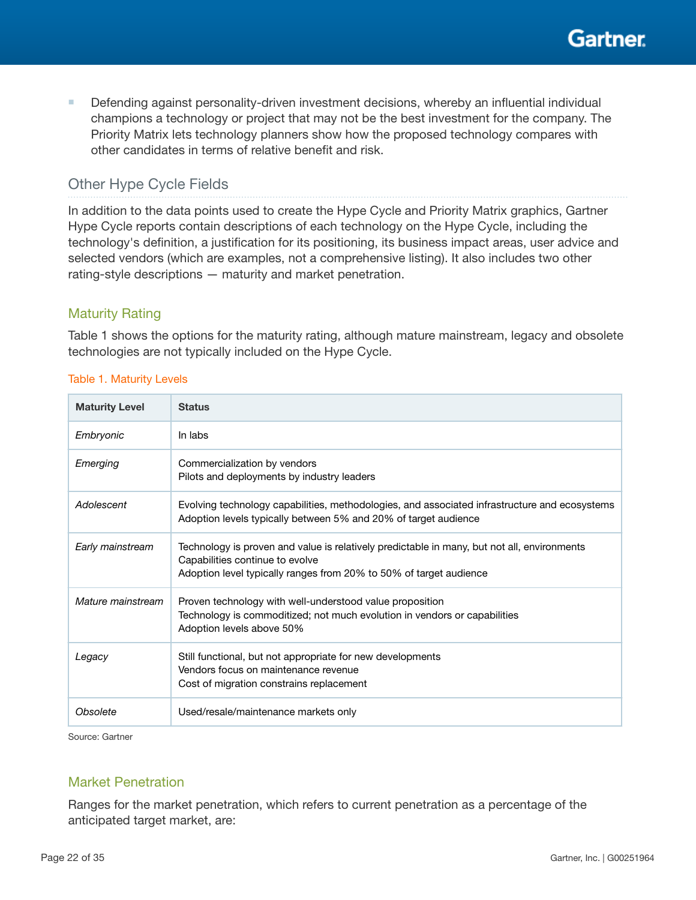- Defending against personality-driven investment decisions, whereby an influential individual champions a technology or project that may not be the best investment for the company. The Priority Matrix lets technology planners show how the proposed technology compares with other candidates in terms of relative benefit and risk.

## Other Hype Cycle Fields

In addition to the data points used to create the Hype Cycle and Priority Matrix graphics, Gartner Hype Cycle reports contain descriptions of each technology on the Hype Cycle, including the technology's definition, a justification for its positioning, its business impact areas, user advice and selected vendors (which are examples, not a comprehensive listing). It also includes two other rating-style descriptions — maturity and market penetration.

### Maturity Rating

Table 1 shows the options for the maturity rating, although mature mainstream, legacy and obsolete technologies are not typically included on the Hype Cycle.

Table 1. Maturity Levels

| Maturity Level | Status |
|---|---|
| *Embryonic* | In labs |
| *Emerging* | Commercialization by vendors<br>Pilots and deployments by industry leaders |
| *Adolescent* | Evolving technology capabilities, methodologies, and associated infrastructure and ecosystems<br>Adoption levels typically between 5% and 20% of target audience |
| *Early mainstream* | Technology is proven and value is relatively predictable in many, but not all, environments<br>Capabilities continue to evolve<br>Adoption level typically ranges from 20% to 50% of target audience |
| *Mature mainstream* | Proven technology with well-understood value proposition<br>Technology is commoditized; not much evolution in vendors or capabilities<br>Adoption levels above 50% |
| *Legacy* | Still functional, but not appropriate for new developments<br>Vendors focus on maintenance revenue<br>Cost of migration constrains replacement |
| *Obsolete* | Used/resale/maintenance markets only |

Source: Gartner

### Market Penetration

Ranges for the market penetration, which refers to current penetration as a percentage of the anticipated target market, are: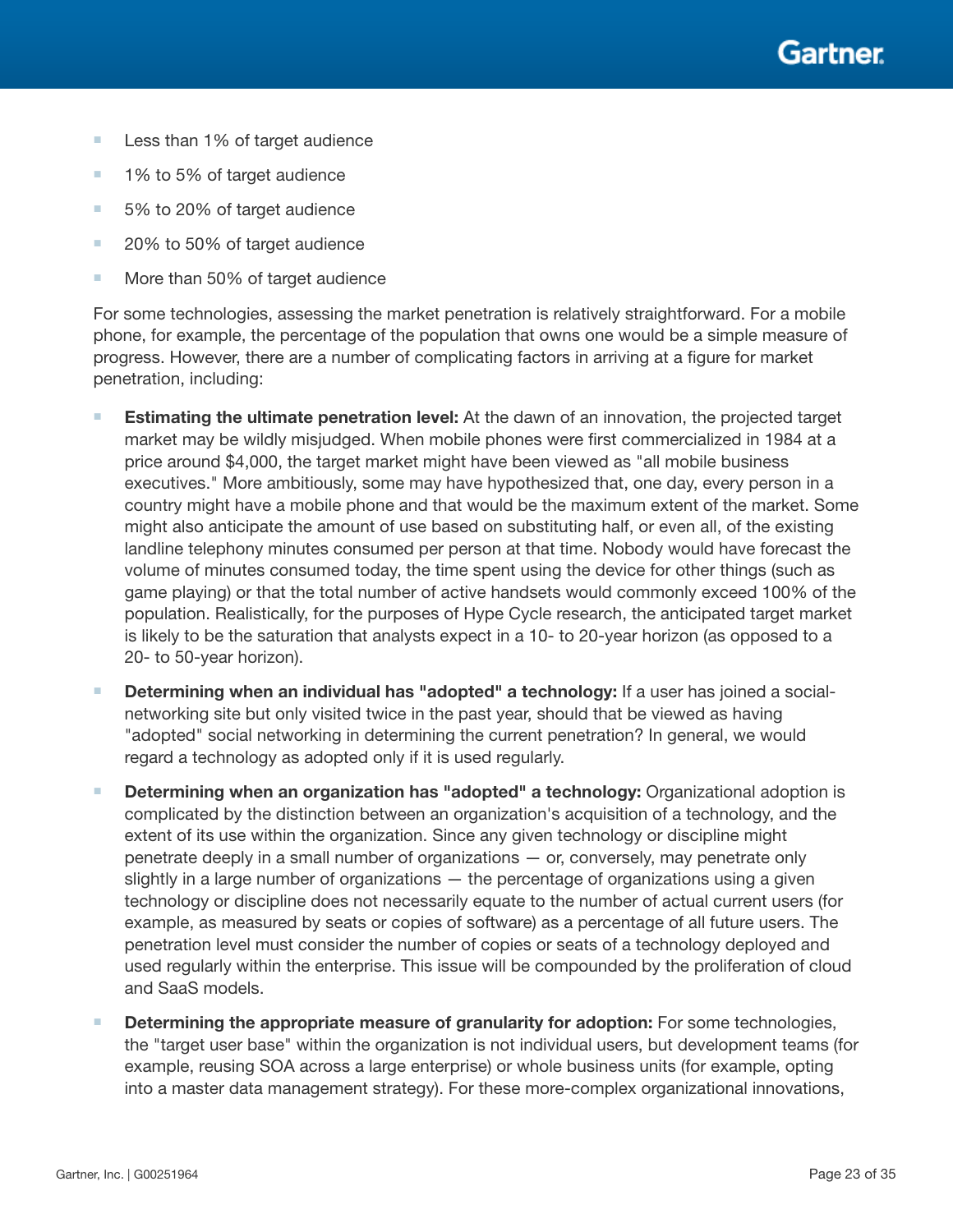- Less than 1% of target audience
- 1% to 5% of target audience
- 5% to 20% of target audience
- 20% to 50% of target audience
- More than 50% of target audience

For some technologies, assessing the market penetration is relatively straightforward. For a mobile phone, for example, the percentage of the population that owns one would be a simple measure of progress. However, there are a number of complicating factors in arriving at a figure for market penetration, including:

- **Estimating the ultimate penetration level:** At the dawn of an innovation, the projected target market may be wildly misjudged. When mobile phones were first commercialized in 1984 at a price around $4,000, the target market might have been viewed as "all mobile business executives." More ambitiously, some may have hypothesized that, one day, every person in a country might have a mobile phone and that would be the maximum extent of the market. Some might also anticipate the amount of use based on substituting half, or even all, of the existing landline telephony minutes consumed per person at that time. Nobody would have forecast the volume of minutes consumed today, the time spent using the device for other things (such as game playing) or that the total number of active handsets would commonly exceed 100% of the population. Realistically, for the purposes of Hype Cycle research, the anticipated target market is likely to be the saturation that analysts expect in a 10- to 20-year horizon (as opposed to a 20- to 50-year horizon).
- **Determining when an individual has "adopted" a technology:** If a user has joined a social-networking site but only visited twice in the past year, should that be viewed as having "adopted" social networking in determining the current penetration? In general, we would regard a technology as adopted only if it is used regularly.
- **Determining when an organization has "adopted" a technology:** Organizational adoption is complicated by the distinction between an organization's acquisition of a technology, and the extent of its use within the organization. Since any given technology or discipline might penetrate deeply in a small number of organizations — or, conversely, may penetrate only slightly in a large number of organizations — the percentage of organizations using a given technology or discipline does not necessarily equate to the number of actual current users (for example, as measured by seats or copies of software) as a percentage of all future users. The penetration level must consider the number of copies or seats of a technology deployed and used regularly within the enterprise. This issue will be compounded by the proliferation of cloud and SaaS models.
- **Determining the appropriate measure of granularity for adoption:** For some technologies, the "target user base" within the organization is not individual users, but development teams (for example, reusing SOA across a large enterprise) or whole business units (for example, opting into a master data management strategy). For these more-complex organizational innovations,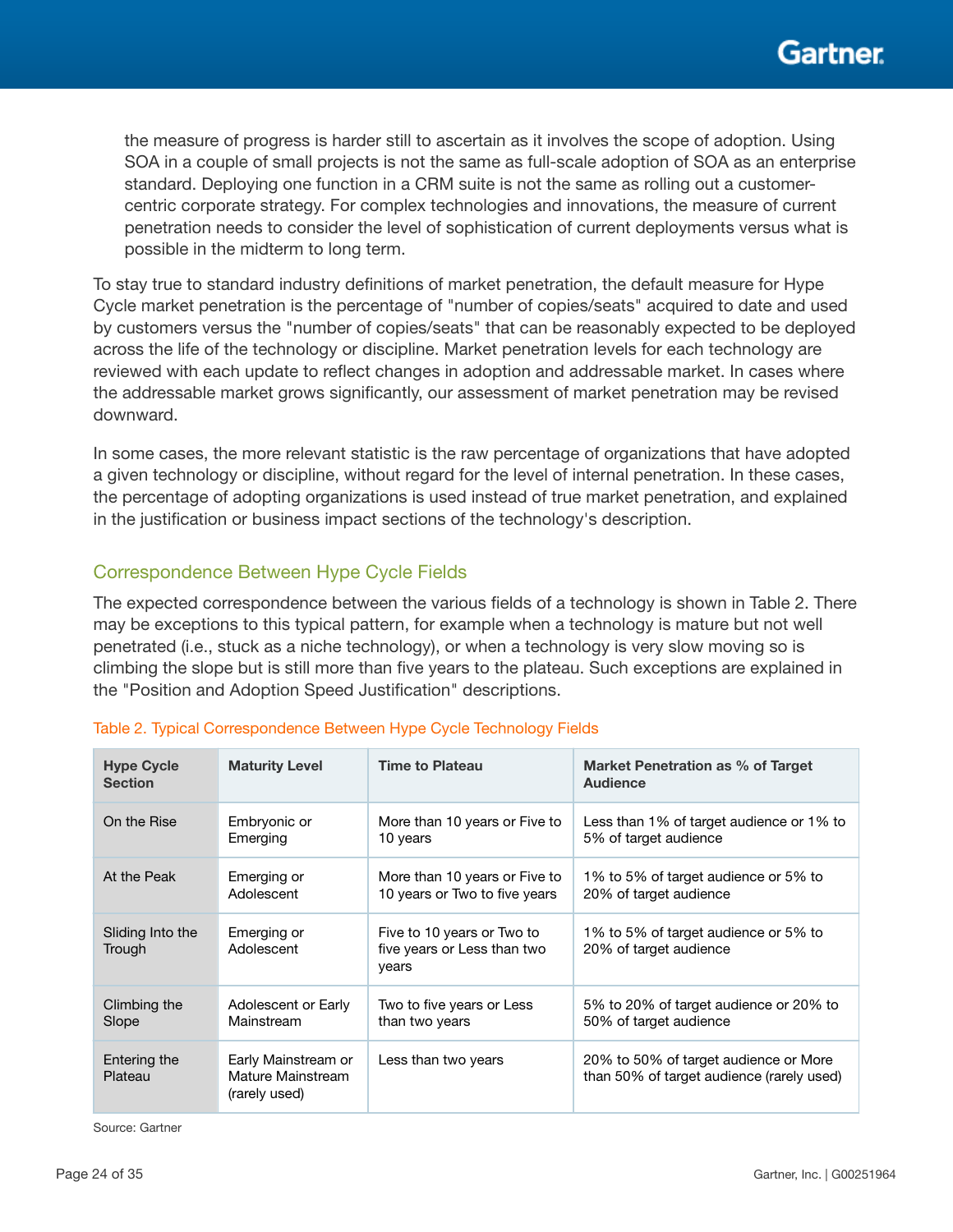the measure of progress is harder still to ascertain as it involves the scope of adoption. Using SOA in a couple of small projects is not the same as full-scale adoption of SOA as an enterprise standard. Deploying one function in a CRM suite is not the same as rolling out a customer-centric corporate strategy. For complex technologies and innovations, the measure of current penetration needs to consider the level of sophistication of current deployments versus what is possible in the midterm to long term.

To stay true to standard industry definitions of market penetration, the default measure for Hype Cycle market penetration is the percentage of "number of copies/seats" acquired to date and used by customers versus the "number of copies/seats" that can be reasonably expected to be deployed across the life of the technology or discipline. Market penetration levels for each technology are reviewed with each update to reflect changes in adoption and addressable market. In cases where the addressable market grows significantly, our assessment of market penetration may be revised downward.

In some cases, the more relevant statistic is the raw percentage of organizations that have adopted a given technology or discipline, without regard for the level of internal penetration. In these cases, the percentage of adopting organizations is used instead of true market penetration, and explained in the justification or business impact sections of the technology's description.

## Correspondence Between Hype Cycle Fields

The expected correspondence between the various fields of a technology is shown in Table 2. There may be exceptions to this typical pattern, for example when a technology is mature but not well penetrated (i.e., stuck as a niche technology), or when a technology is very slow moving so is climbing the slope but is still more than five years to the plateau. Such exceptions are explained in the "Position and Adoption Speed Justification" descriptions.

Table 2. Typical Correspondence Between Hype Cycle Technology Fields

| Hype Cycle Section | Maturity Level | Time to Plateau | Market Penetration as % of Target Audience |
|---|---|---|---|
| On the Rise | Embryonic or Emerging | More than 10 years or Five to 10 years | Less than 1% of target audience or 1% to 5% of target audience |
| At the Peak | Emerging or Adolescent | More than 10 years or Five to 10 years or Two to five years | 1% to 5% of target audience or 5% to 20% of target audience |
| Sliding Into the Trough | Emerging or Adolescent | Five to 10 years or Two to five years or Less than two years | 1% to 5% of target audience or 5% to 20% of target audience |
| Climbing the Slope | Adolescent or Early Mainstream | Two to five years or Less than two years | 5% to 20% of target audience or 20% to 50% of target audience |
| Entering the Plateau | Early Mainstream or Mature Mainstream (rarely used) | Less than two years | 20% to 50% of target audience or More than 50% of target audience (rarely used) |

Source: Gartner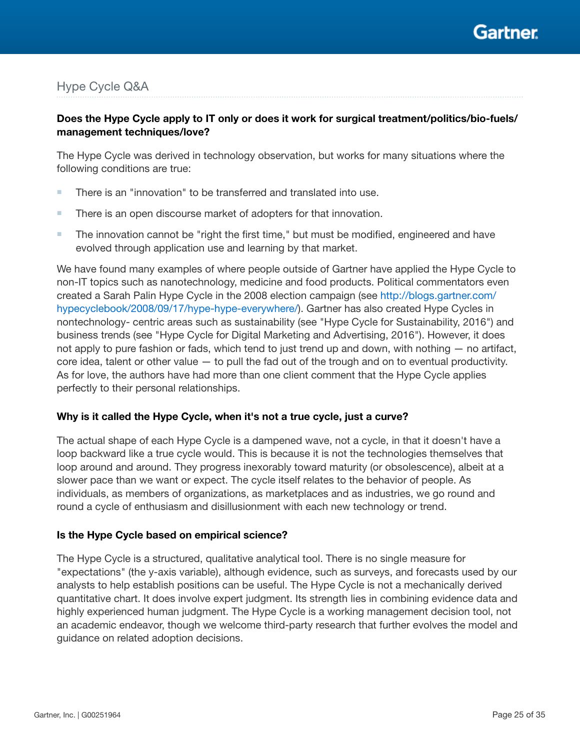## Hype Cycle Q&A

**Does the Hype Cycle apply to IT only or does it work for surgical treatment/politics/bio-fuels/management techniques/love?**

The Hype Cycle was derived in technology observation, but works for many situations where the following conditions are true:

- There is an "innovation" to be transferred and translated into use.
- There is an open discourse market of adopters for that innovation.
- The innovation cannot be "right the first time," but must be modified, engineered and have evolved through application use and learning by that market.

We have found many examples of where people outside of Gartner have applied the Hype Cycle to non-IT topics such as nanotechnology, medicine and food products. Political commentators even created a Sarah Palin Hype Cycle in the 2008 election campaign (see http://blogs.gartner.com/hypecyclebook/2008/09/17/hype-hype-everywhere/). Gartner has also created Hype Cycles in nontechnology- centric areas such as sustainability (see "Hype Cycle for Sustainability, 2016") and business trends (see "Hype Cycle for Digital Marketing and Advertising, 2016"). However, it does not apply to pure fashion or fads, which tend to just trend up and down, with nothing — no artifact, core idea, talent or other value — to pull the fad out of the trough and on to eventual productivity. As for love, the authors have had more than one client comment that the Hype Cycle applies perfectly to their personal relationships.

**Why is it called the Hype Cycle, when it's not a true cycle, just a curve?**

The actual shape of each Hype Cycle is a dampened wave, not a cycle, in that it doesn't have a loop backward like a true cycle would. This is because it is not the technologies themselves that loop around and around. They progress inexorably toward maturity (or obsolescence), albeit at a slower pace than we want or expect. The cycle itself relates to the behavior of people. As individuals, as members of organizations, as marketplaces and as industries, we go round and round a cycle of enthusiasm and disillusionment with each new technology or trend.

**Is the Hype Cycle based on empirical science?**

The Hype Cycle is a structured, qualitative analytical tool. There is no single measure for "expectations" (the y-axis variable), although evidence, such as surveys, and forecasts used by our analysts to help establish positions can be useful. The Hype Cycle is not a mechanically derived quantitative chart. It does involve expert judgment. Its strength lies in combining evidence data and highly experienced human judgment. The Hype Cycle is a working management decision tool, not an academic endeavor, though we welcome third-party research that further evolves the model and guidance on related adoption decisions.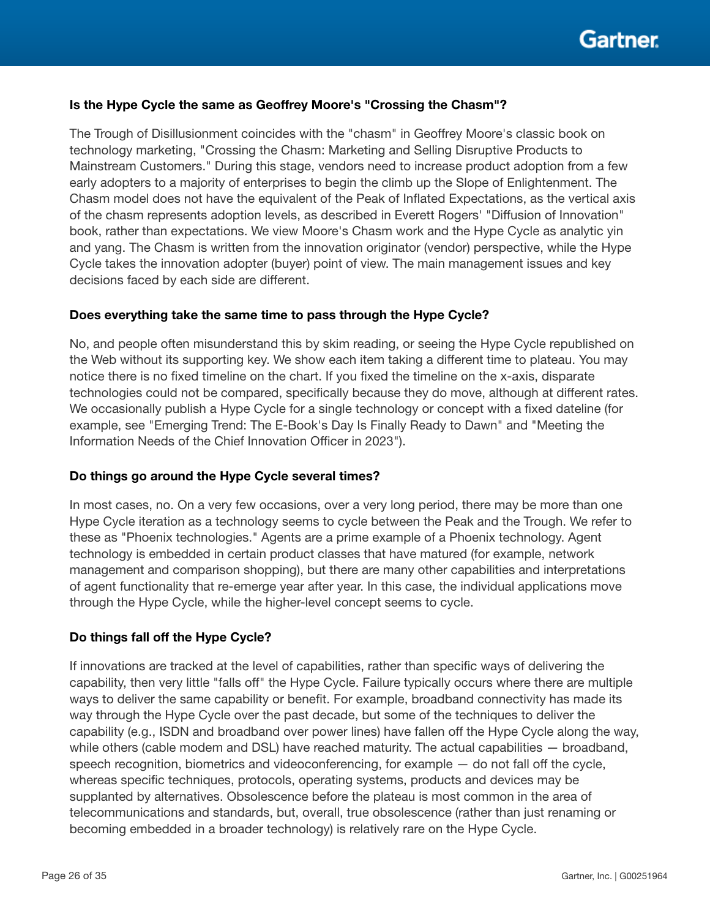**Is the Hype Cycle the same as Geoffrey Moore's "Crossing the Chasm"?**

The Trough of Disillusionment coincides with the "chasm" in Geoffrey Moore's classic book on technology marketing, "Crossing the Chasm: Marketing and Selling Disruptive Products to Mainstream Customers." During this stage, vendors need to increase product adoption from a few early adopters to a majority of enterprises to begin the climb up the Slope of Enlightenment. The Chasm model does not have the equivalent of the Peak of Inflated Expectations, as the vertical axis of the chasm represents adoption levels, as described in Everett Rogers' "Diffusion of Innovation" book, rather than expectations. We view Moore's Chasm work and the Hype Cycle as analytic yin and yang. The Chasm is written from the innovation originator (vendor) perspective, while the Hype Cycle takes the innovation adopter (buyer) point of view. The main management issues and key decisions faced by each side are different.

**Does everything take the same time to pass through the Hype Cycle?**

No, and people often misunderstand this by skim reading, or seeing the Hype Cycle republished on the Web without its supporting key. We show each item taking a different time to plateau. You may notice there is no fixed timeline on the chart. If you fixed the timeline on the x-axis, disparate technologies could not be compared, specifically because they do move, although at different rates. We occasionally publish a Hype Cycle for a single technology or concept with a fixed dateline (for example, see "Emerging Trend: The E-Book's Day Is Finally Ready to Dawn" and "Meeting the Information Needs of the Chief Innovation Officer in 2023").

**Do things go around the Hype Cycle several times?**

In most cases, no. On a very few occasions, over a very long period, there may be more than one Hype Cycle iteration as a technology seems to cycle between the Peak and the Trough. We refer to these as "Phoenix technologies." Agents are a prime example of a Phoenix technology. Agent technology is embedded in certain product classes that have matured (for example, network management and comparison shopping), but there are many other capabilities and interpretations of agent functionality that re-emerge year after year. In this case, the individual applications move through the Hype Cycle, while the higher-level concept seems to cycle.

**Do things fall off the Hype Cycle?**

If innovations are tracked at the level of capabilities, rather than specific ways of delivering the capability, then very little "falls off" the Hype Cycle. Failure typically occurs where there are multiple ways to deliver the same capability or benefit. For example, broadband connectivity has made its way through the Hype Cycle over the past decade, but some of the techniques to deliver the capability (e.g., ISDN and broadband over power lines) have fallen off the Hype Cycle along the way, while others (cable modem and DSL) have reached maturity. The actual capabilities — broadband, speech recognition, biometrics and videoconferencing, for example — do not fall off the cycle, whereas specific techniques, protocols, operating systems, products and devices may be supplanted by alternatives. Obsolescence before the plateau is most common in the area of telecommunications and standards, but, overall, true obsolescence (rather than just renaming or becoming embedded in a broader technology) is relatively rare on the Hype Cycle.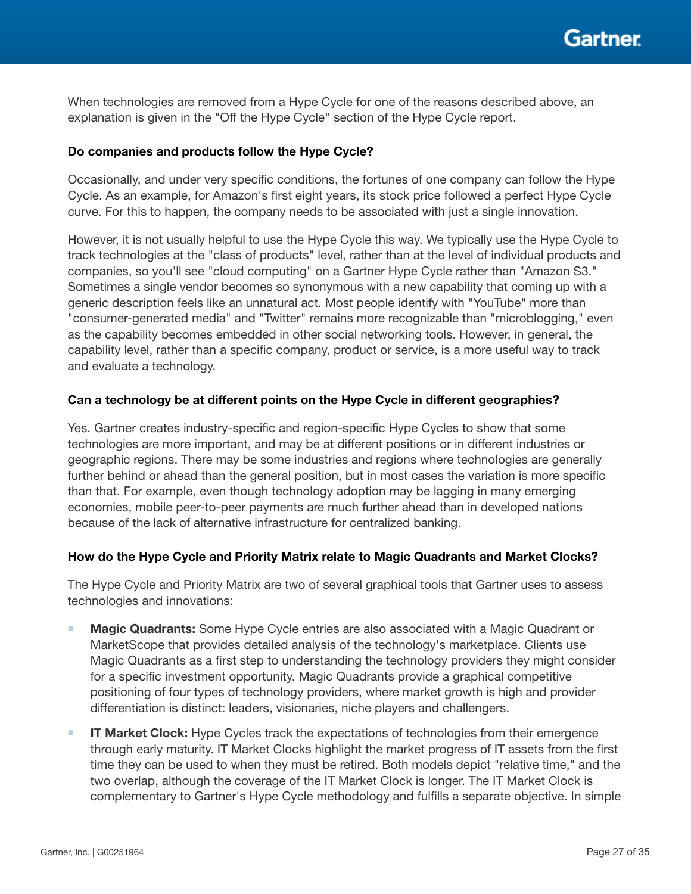When technologies are removed from a Hype Cycle for one of the reasons described above, an explanation is given in the "Off the Hype Cycle" section of the Hype Cycle report.

**Do companies and products follow the Hype Cycle?**

Occasionally, and under very specific conditions, the fortunes of one company can follow the Hype Cycle. As an example, for Amazon's first eight years, its stock price followed a perfect Hype Cycle curve. For this to happen, the company needs to be associated with just a single innovation.

However, it is not usually helpful to use the Hype Cycle this way. We typically use the Hype Cycle to track technologies at the "class of products" level, rather than at the level of individual products and companies, so you'll see "cloud computing" on a Gartner Hype Cycle rather than "Amazon S3." Sometimes a single vendor becomes so synonymous with a new capability that coming up with a generic description feels like an unnatural act. Most people identify with "YouTube" more than "consumer-generated media" and "Twitter" remains more recognizable than "microblogging," even as the capability becomes embedded in other social networking tools. However, in general, the capability level, rather than a specific company, product or service, is a more useful way to track and evaluate a technology.

**Can a technology be at different points on the Hype Cycle in different geographies?**

Yes. Gartner creates industry-specific and region-specific Hype Cycles to show that some technologies are more important, and may be at different positions or in different industries or geographic regions. There may be some industries and regions where technologies are generally further behind or ahead than the general position, but in most cases the variation is more specific than that. For example, even though technology adoption may be lagging in many emerging economies, mobile peer-to-peer payments are much further ahead than in developed nations because of the lack of alternative infrastructure for centralized banking.

**How do the Hype Cycle and Priority Matrix relate to Magic Quadrants and Market Clocks?**

The Hype Cycle and Priority Matrix are two of several graphical tools that Gartner uses to assess technologies and innovations:

- **Magic Quadrants:** Some Hype Cycle entries are also associated with a Magic Quadrant or MarketScope that provides detailed analysis of the technology's marketplace. Clients use Magic Quadrants as a first step to understanding the technology providers they might consider for a specific investment opportunity. Magic Quadrants provide a graphical competitive positioning of four types of technology providers, where market growth is high and provider differentiation is distinct: leaders, visionaries, niche players and challengers.
- **IT Market Clock:** Hype Cycles track the expectations of technologies from their emergence through early maturity. IT Market Clocks highlight the market progress of IT assets from the first time they can be used to when they must be retired. Both models depict "relative time," and the two overlap, although the coverage of the IT Market Clock is longer. The IT Market Clock is complementary to Gartner's Hype Cycle methodology and fulfills a separate objective. In simple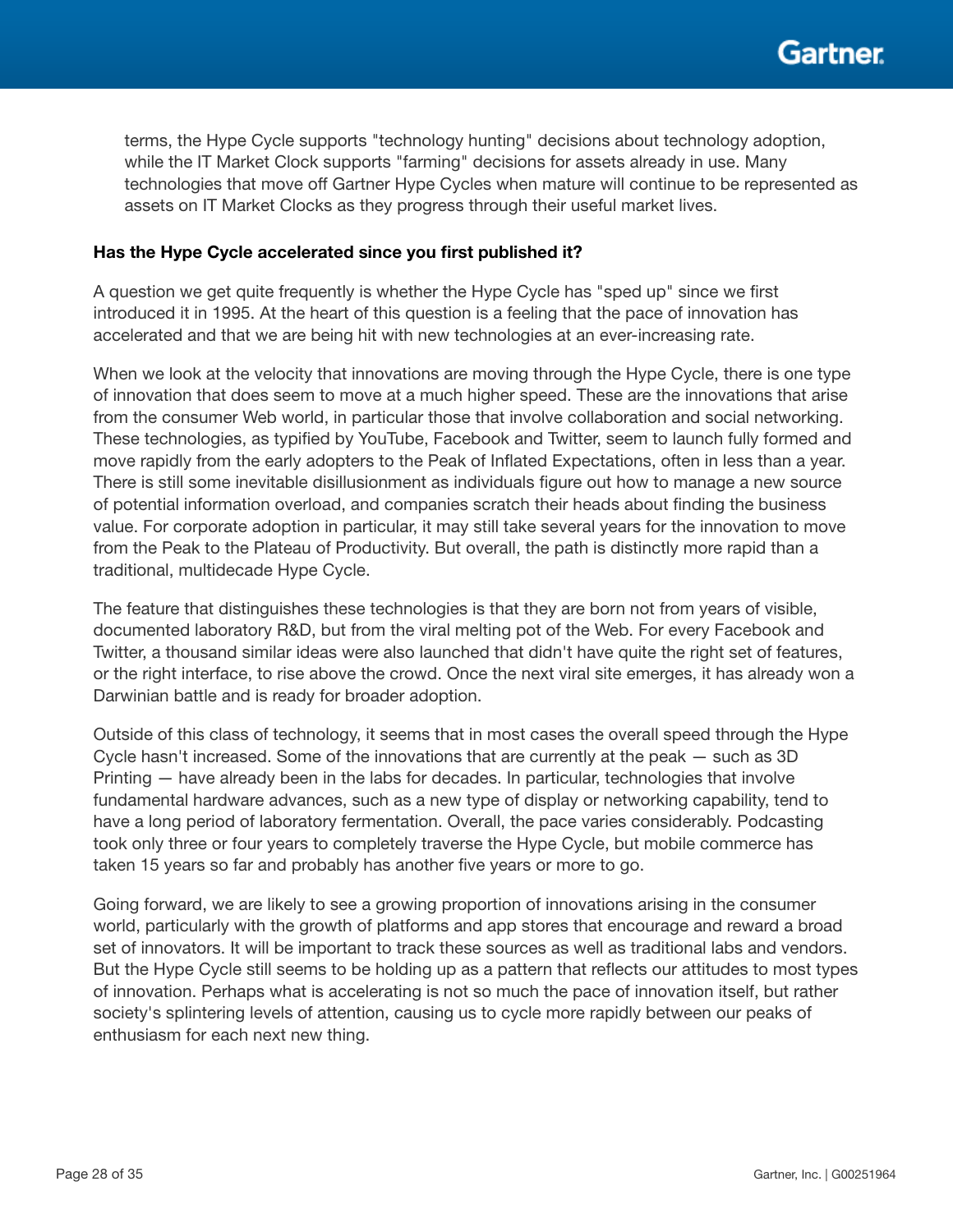terms, the Hype Cycle supports "technology hunting" decisions about technology adoption, while the IT Market Clock supports "farming" decisions for assets already in use. Many technologies that move off Gartner Hype Cycles when mature will continue to be represented as assets on IT Market Clocks as they progress through their useful market lives.

**Has the Hype Cycle accelerated since you first published it?**

A question we get quite frequently is whether the Hype Cycle has "sped up" since we first introduced it in 1995. At the heart of this question is a feeling that the pace of innovation has accelerated and that we are being hit with new technologies at an ever-increasing rate.

When we look at the velocity that innovations are moving through the Hype Cycle, there is one type of innovation that does seem to move at a much higher speed. These are the innovations that arise from the consumer Web world, in particular those that involve collaboration and social networking. These technologies, as typified by YouTube, Facebook and Twitter, seem to launch fully formed and move rapidly from the early adopters to the Peak of Inflated Expectations, often in less than a year. There is still some inevitable disillusionment as individuals figure out how to manage a new source of potential information overload, and companies scratch their heads about finding the business value. For corporate adoption in particular, it may still take several years for the innovation to move from the Peak to the Plateau of Productivity. But overall, the path is distinctly more rapid than a traditional, multidecade Hype Cycle.

The feature that distinguishes these technologies is that they are born not from years of visible, documented laboratory R&D, but from the viral melting pot of the Web. For every Facebook and Twitter, a thousand similar ideas were also launched that didn't have quite the right set of features, or the right interface, to rise above the crowd. Once the next viral site emerges, it has already won a Darwinian battle and is ready for broader adoption.

Outside of this class of technology, it seems that in most cases the overall speed through the Hype Cycle hasn't increased. Some of the innovations that are currently at the peak — such as 3D Printing — have already been in the labs for decades. In particular, technologies that involve fundamental hardware advances, such as a new type of display or networking capability, tend to have a long period of laboratory fermentation. Overall, the pace varies considerably. Podcasting took only three or four years to completely traverse the Hype Cycle, but mobile commerce has taken 15 years so far and probably has another five years or more to go.

Going forward, we are likely to see a growing proportion of innovations arising in the consumer world, particularly with the growth of platforms and app stores that encourage and reward a broad set of innovators. It will be important to track these sources as well as traditional labs and vendors. But the Hype Cycle still seems to be holding up as a pattern that reflects our attitudes to most types of innovation. Perhaps what is accelerating is not so much the pace of innovation itself, but rather society's splintering levels of attention, causing us to cycle more rapidly between our peaks of enthusiasm for each next new thing.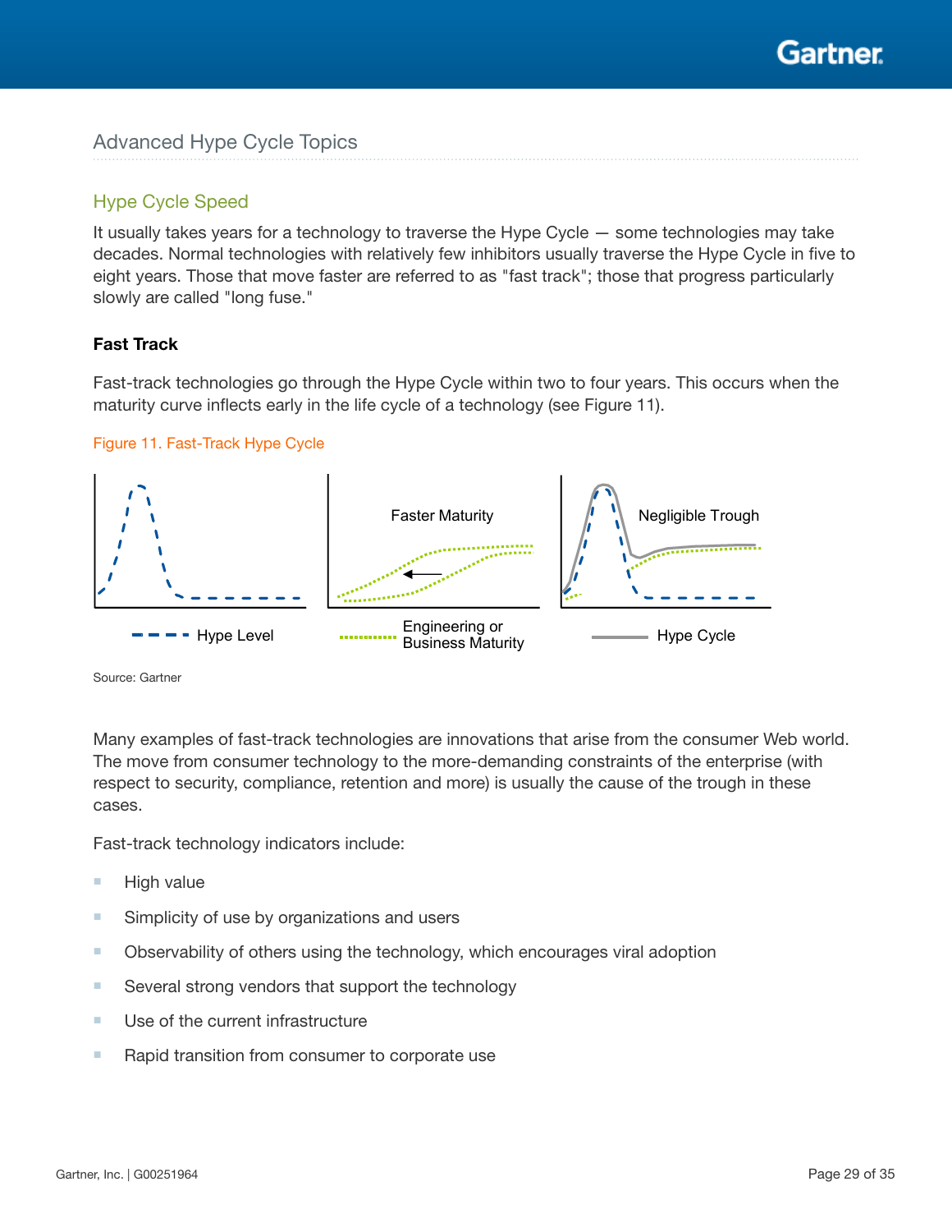## Advanced Hype Cycle Topics

### Hype Cycle Speed

It usually takes years for a technology to traverse the Hype Cycle — some technologies may take decades. Normal technologies with relatively few inhibitors usually traverse the Hype Cycle in five to eight years. Those that move faster are referred to as "fast track"; those that progress particularly slowly are called "long fuse."

#### Fast Track

Fast-track technologies go through the Hype Cycle within two to four years. This occurs when the maturity curve inflects early in the life cycle of a technology (see Figure 11).

Figure 11. Fast-Track Hype Cycle

Source: Gartner

Many examples of fast-track technologies are innovations that arise from the consumer Web world. The move from consumer technology to the more-demanding constraints of the enterprise (with respect to security, compliance, retention and more) is usually the cause of the trough in these cases.

Fast-track technology indicators include:

- High value
- Simplicity of use by organizations and users
- Observability of others using the technology, which encourages viral adoption
- Several strong vendors that support the technology
- Use of the current infrastructure
- Rapid transition from consumer to corporate use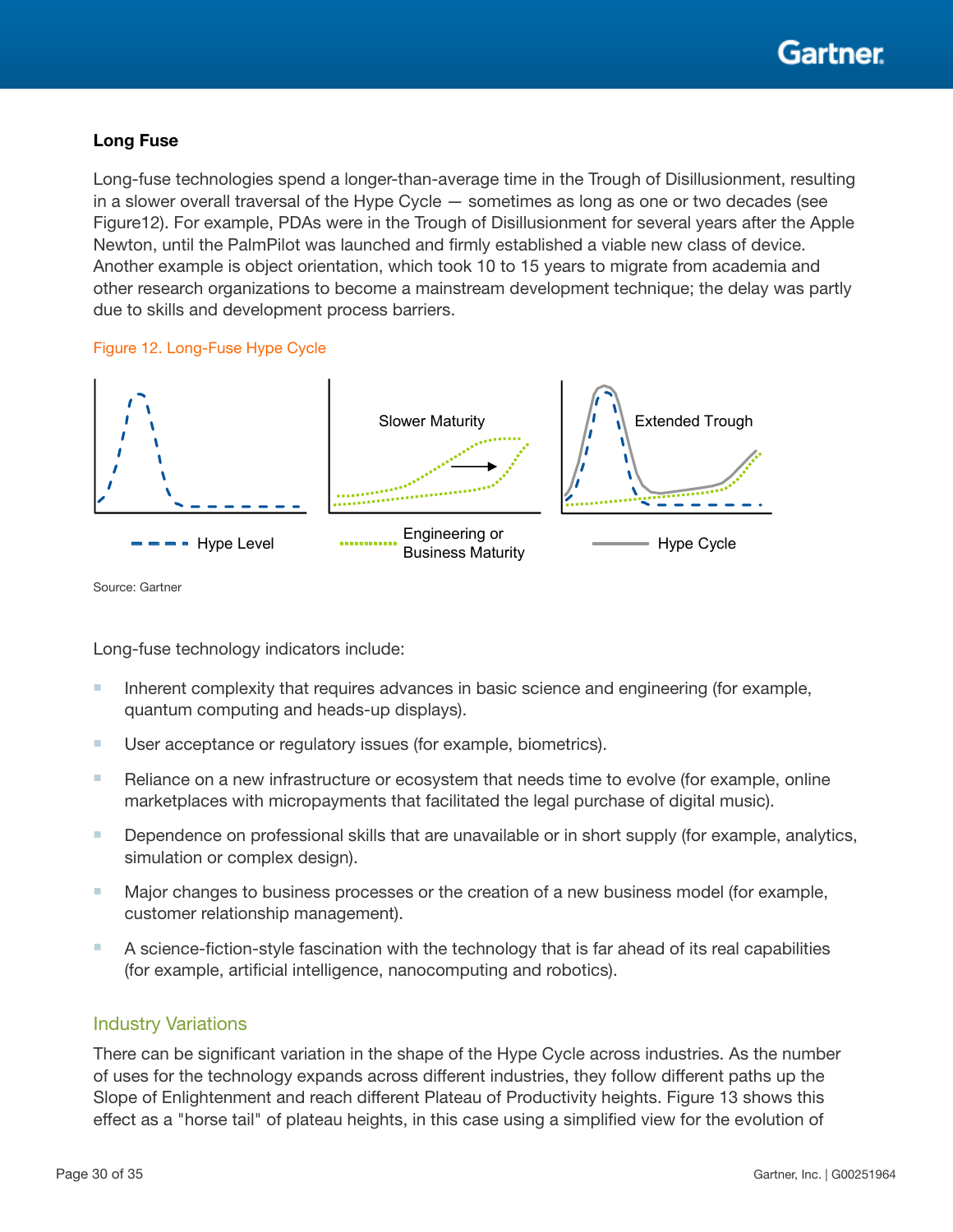### Long Fuse

Long-fuse technologies spend a longer-than-average time in the Trough of Disillusionment, resulting in a slower overall traversal of the Hype Cycle — sometimes as long as one or two decades (see Figure12). For example, PDAs were in the Trough of Disillusionment for several years after the Apple Newton, until the PalmPilot was launched and firmly established a viable new class of device. Another example is object orientation, which took 10 to 15 years to migrate from academia and other research organizations to become a mainstream development technique; the delay was partly due to skills and development process barriers.

Figure 12. Long-Fuse Hype Cycle

Source: Gartner

Long-fuse technology indicators include:

- Inherent complexity that requires advances in basic science and engineering (for example, quantum computing and heads-up displays).
- User acceptance or regulatory issues (for example, biometrics).
- Reliance on a new infrastructure or ecosystem that needs time to evolve (for example, online marketplaces with micropayments that facilitated the legal purchase of digital music).
- Dependence on professional skills that are unavailable or in short supply (for example, analytics, simulation or complex design).
- Major changes to business processes or the creation of a new business model (for example, customer relationship management).
- A science-fiction-style fascination with the technology that is far ahead of its real capabilities (for example, artificial intelligence, nanocomputing and robotics).

## Industry Variations

There can be significant variation in the shape of the Hype Cycle across industries. As the number of uses for the technology expands across different industries, they follow different paths up the Slope of Enlightenment and reach different Plateau of Productivity heights. Figure 13 shows this effect as a "horse tail" of plateau heights, in this case using a simplified view for the evolution of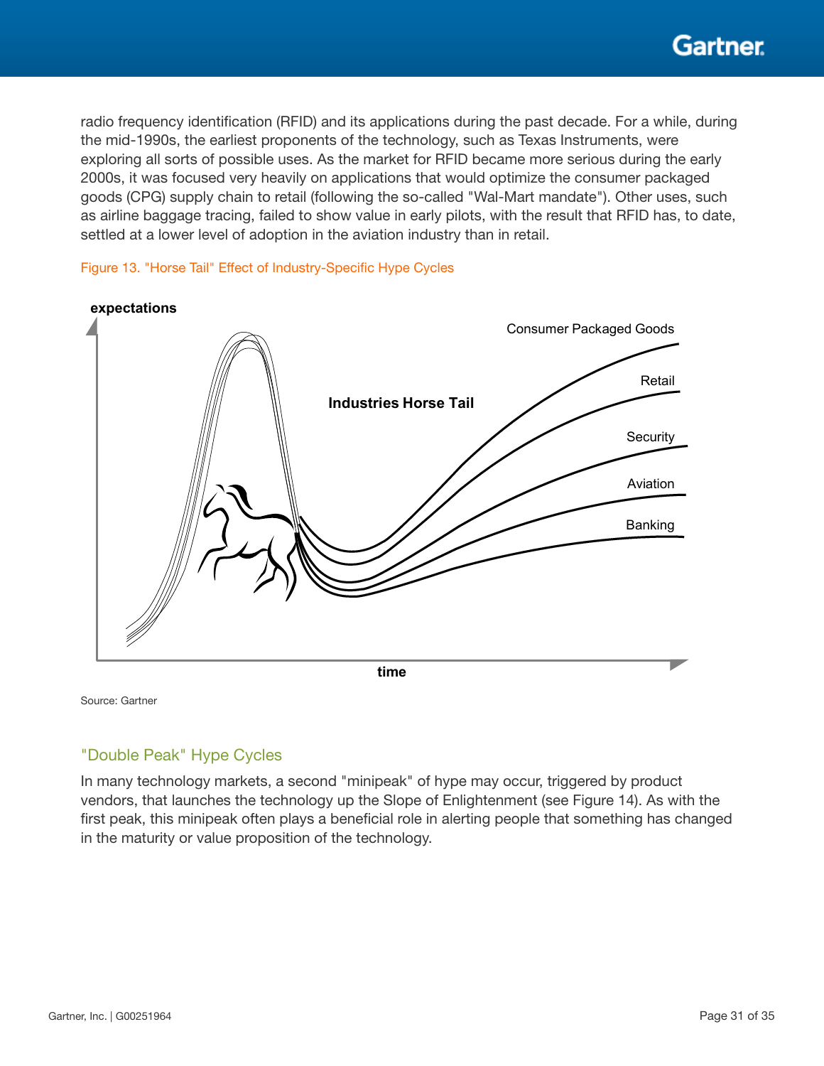radio frequency identification (RFID) and its applications during the past decade. For a while, during the mid-1990s, the earliest proponents of the technology, such as Texas Instruments, were exploring all sorts of possible uses. As the market for RFID became more serious during the early 2000s, it was focused very heavily on applications that would optimize the consumer packaged goods (CPG) supply chain to retail (following the so-called "Wal-Mart mandate"). Other uses, such as airline baggage tracing, failed to show value in early pilots, with the result that RFID has, to date, settled at a lower level of adoption in the aviation industry than in retail.

Figure 13. "Horse Tail" Effect of Industry-Specific Hype Cycles

Source: Gartner

## "Double Peak" Hype Cycles

In many technology markets, a second "minipeak" of hype may occur, triggered by product vendors, that launches the technology up the Slope of Enlightenment (see Figure 14). As with the first peak, this minipeak often plays a beneficial role in alerting people that something has changed in the maturity or value proposition of the technology.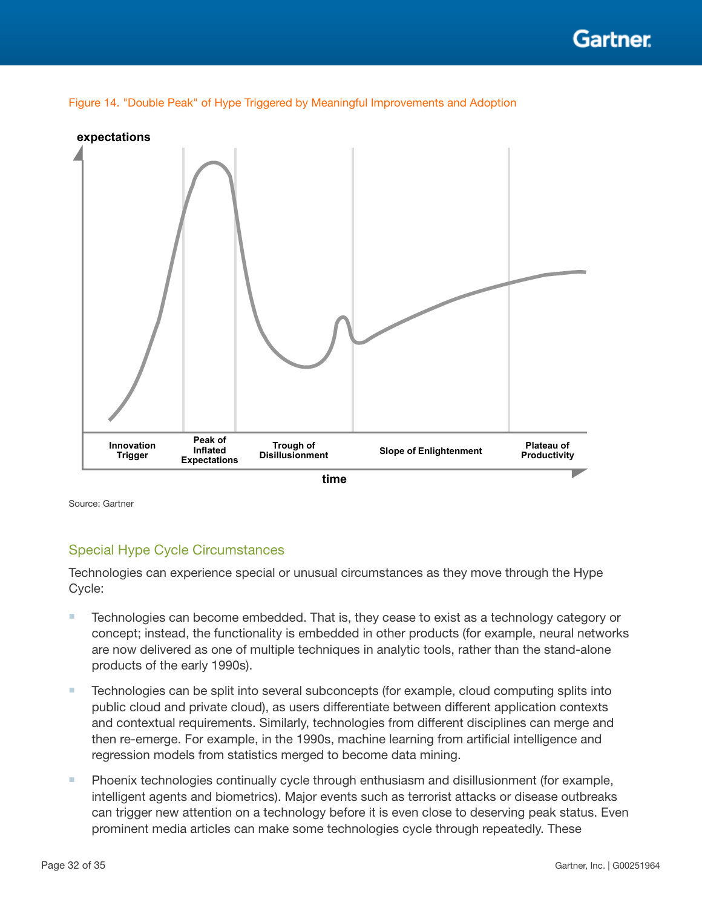Figure 14. "Double Peak" of Hype Triggered by Meaningful Improvements and Adoption

Source: Gartner

## Special Hype Cycle Circumstances

Technologies can experience special or unusual circumstances as they move through the Hype Cycle:

- Technologies can become embedded. That is, they cease to exist as a technology category or concept; instead, the functionality is embedded in other products (for example, neural networks are now delivered as one of multiple techniques in analytic tools, rather than the stand-alone products of the early 1990s).
- Technologies can be split into several subconcepts (for example, cloud computing splits into public cloud and private cloud), as users differentiate between different application contexts and contextual requirements. Similarly, technologies from different disciplines can merge and then re-emerge. For example, in the 1990s, machine learning from artificial intelligence and regression models from statistics merged to become data mining.
- Phoenix technologies continually cycle through enthusiasm and disillusionment (for example, intelligent agents and biometrics). Major events such as terrorist attacks or disease outbreaks can trigger new attention on a technology before it is even close to deserving peak status. Even prominent media articles can make some technologies cycle through repeatedly. These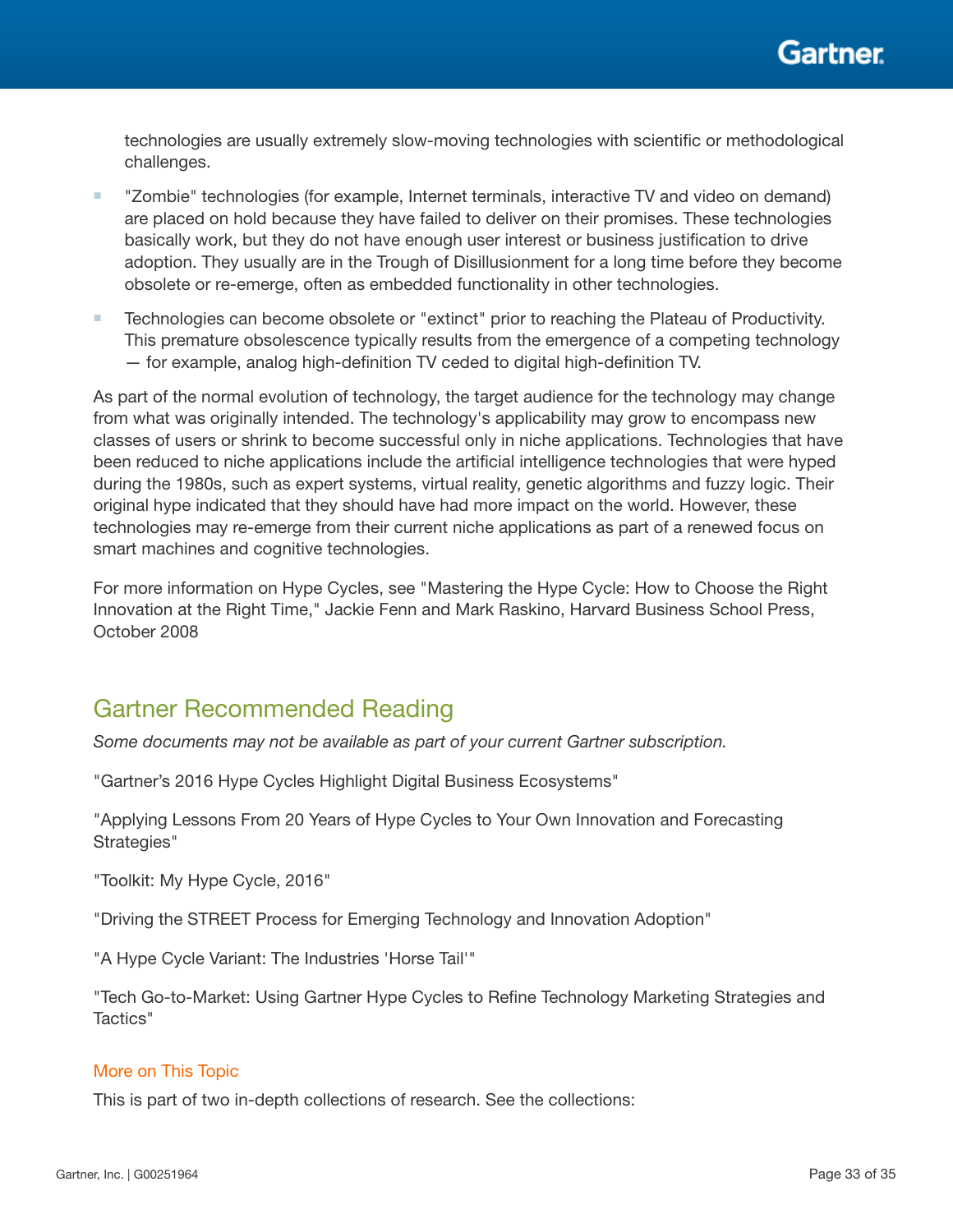technologies are usually extremely slow-moving technologies with scientific or methodological challenges.

- "Zombie" technologies (for example, Internet terminals, interactive TV and video on demand) are placed on hold because they have failed to deliver on their promises. These technologies basically work, but they do not have enough user interest or business justification to drive adoption. They usually are in the Trough of Disillusionment for a long time before they become obsolete or re-emerge, often as embedded functionality in other technologies.
- Technologies can become obsolete or "extinct" prior to reaching the Plateau of Productivity. This premature obsolescence typically results from the emergence of a competing technology — for example, analog high-definition TV ceded to digital high-definition TV.

As part of the normal evolution of technology, the target audience for the technology may change from what was originally intended. The technology's applicability may grow to encompass new classes of users or shrink to become successful only in niche applications. Technologies that have been reduced to niche applications include the artificial intelligence technologies that were hyped during the 1980s, such as expert systems, virtual reality, genetic algorithms and fuzzy logic. Their original hype indicated that they should have had more impact on the world. However, these technologies may re-emerge from their current niche applications as part of a renewed focus on smart machines and cognitive technologies.

For more information on Hype Cycles, see "Mastering the Hype Cycle: How to Choose the Right Innovation at the Right Time," Jackie Fenn and Mark Raskino, Harvard Business School Press, October 2008

## Gartner Recommended Reading

*Some documents may not be available as part of your current Gartner subscription.*

"Gartner's 2016 Hype Cycles Highlight Digital Business Ecosystems"

"Applying Lessons From 20 Years of Hype Cycles to Your Own Innovation and Forecasting Strategies"

"Toolkit: My Hype Cycle, 2016"

"Driving the STREET Process for Emerging Technology and Innovation Adoption"

"A Hype Cycle Variant: The Industries 'Horse Tail'"

"Tech Go-to-Market: Using Gartner Hype Cycles to Refine Technology Marketing Strategies and Tactics"

### More on This Topic

This is part of two in-depth collections of research. See the collections: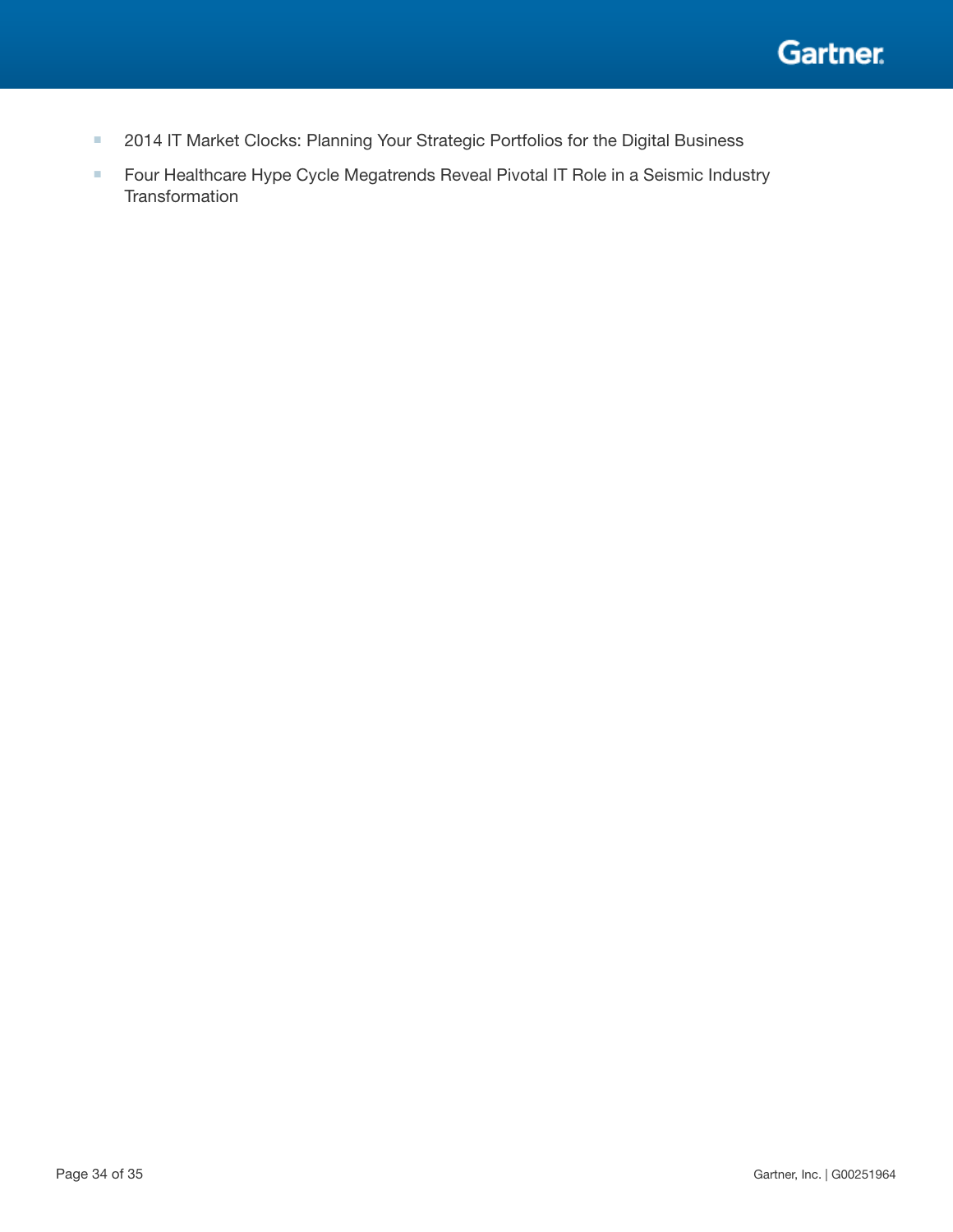- 2014 IT Market Clocks: Planning Your Strategic Portfolios for the Digital Business
- Four Healthcare Hype Cycle Megatrends Reveal Pivotal IT Role in a Seismic Industry Transformation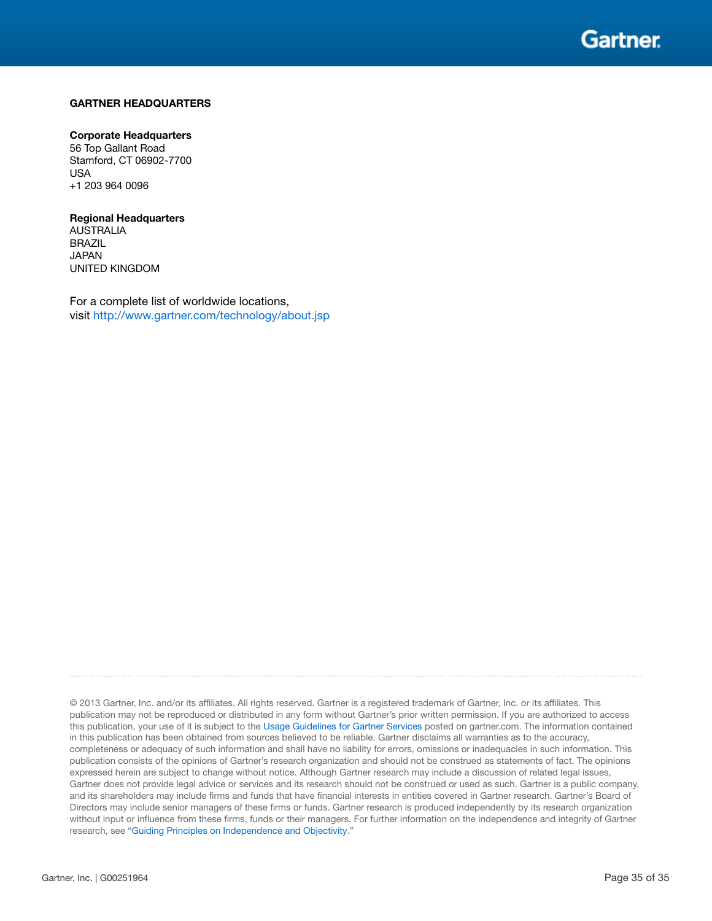## GARTNER HEADQUARTERS

**Corporate Headquarters**
56 Top Gallant Road
Stamford, CT 06902-7700
USA
+1 203 964 0096

**Regional Headquarters**
AUSTRALIA
BRAZIL
JAPAN
UNITED KINGDOM

For a complete list of worldwide locations,
visit http://www.gartner.com/technology/about.jsp

---

© 2013 Gartner, Inc. and/or its affiliates. All rights reserved. Gartner is a registered trademark of Gartner, Inc. or its affiliates. This publication may not be reproduced or distributed in any form without Gartner's prior written permission. If you are authorized to access this publication, your use of it is subject to the Usage Guidelines for Gartner Services posted on gartner.com. The information contained in this publication has been obtained from sources believed to be reliable. Gartner disclaims all warranties as to the accuracy, completeness or adequacy of such information and shall have no liability for errors, omissions or inadequacies in such information. This publication consists of the opinions of Gartner's research organization and should not be construed as statements of fact. The opinions expressed herein are subject to change without notice. Although Gartner research may include a discussion of related legal issues, Gartner does not provide legal advice or services and its research should not be construed or used as such. Gartner is a public company, and its shareholders may include firms and funds that have financial interests in entities covered in Gartner research. Gartner's Board of Directors may include senior managers of these firms or funds. Gartner research is produced independently by its research organization without input or influence from these firms, funds or their managers. For further information on the independence and integrity of Gartner research, see "Guiding Principles on Independence and Objectivity."